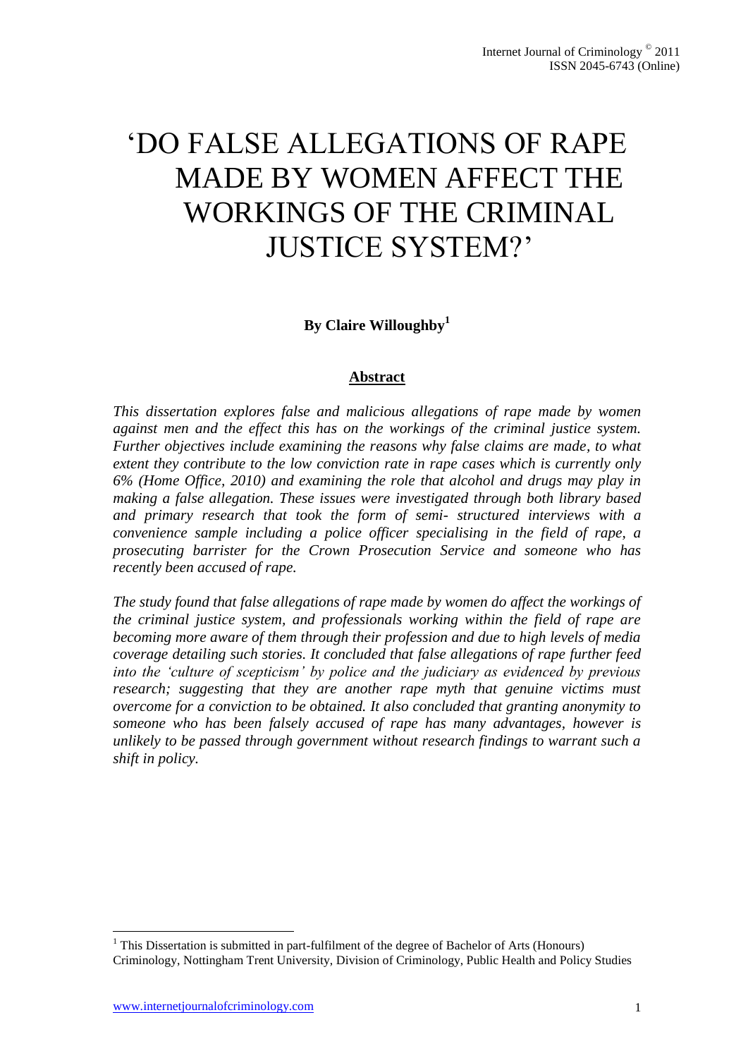# 'DO FALSE ALLEGATIONS OF RAPE MADE BY WOMEN AFFECT THE WORKINGS OF THE CRIMINAL JUSTICE SYSTEM?'

**By Claire Willoughby[1]**

## Abstract

*This dissertation explores false and malicious allegations of rape made by women against men and the effect this has on the workings of the criminal justice system. Further objectives include examining the reasons why false claims are made, to what extent they contribute to the low conviction rate in rape cases which is currently only 6% (Home Office, 2010) and examining the role that alcohol and drugs may play in making a false allegation. These issues were investigated through both library based and primary research that took the form of semi- structured interviews with a convenience sample including a police officer specialising in the field of rape, a prosecuting barrister for the Crown Prosecution Service and someone who has recently been accused of rape.*

*The study found that false allegations of rape made by women do affect the workings of the criminal justice system, and professionals working within the field of rape are becoming more aware of them through their profession and due to high levels of media coverage detailing such stories. It concluded that false allegations of rape further feed into the 'culture of scepticism' by police and the judiciary as evidenced by previous research; suggesting that they are another rape myth that genuine victims must overcome for a conviction to be obtained. It also concluded that granting anonymity to someone who has been falsely accused of rape has many advantages, however is unlikely to be passed through government without research findings to warrant such a shift in policy.*

---

[1] This Dissertation is submitted in part-fulfilment of the degree of Bachelor of Arts (Honours) Criminology, Nottingham Trent University, Division of Criminology, Public Health and Policy Studies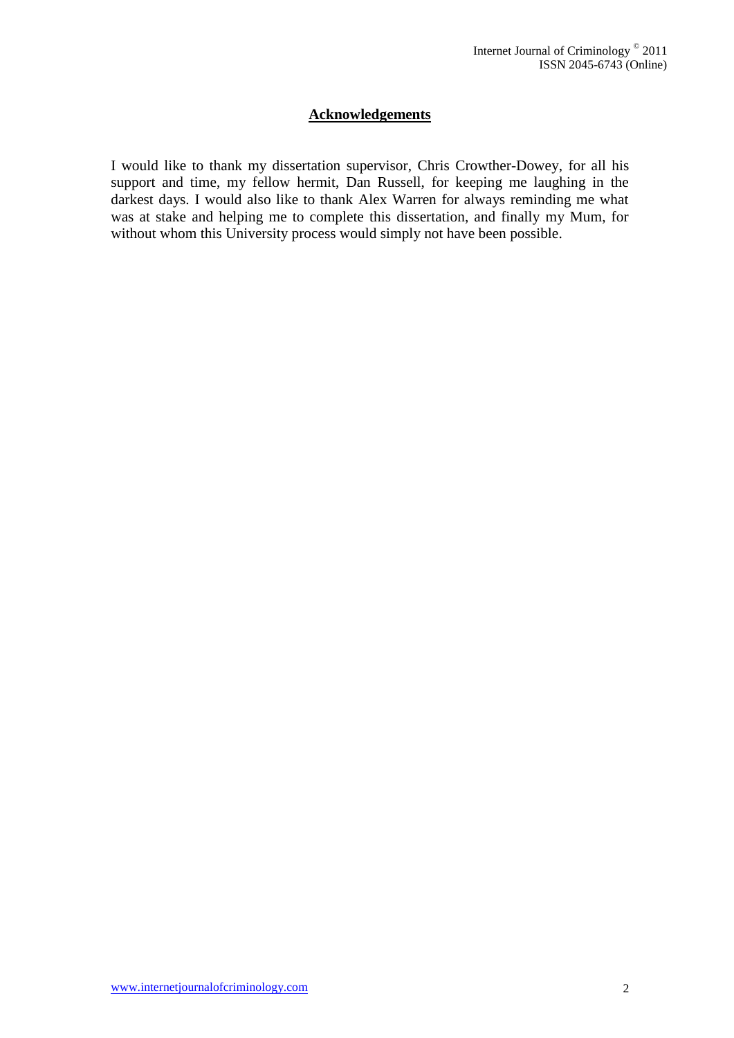## Acknowledgements

I would like to thank my dissertation supervisor, Chris Crowther-Dowey, for all his support and time, my fellow hermit, Dan Russell, for keeping me laughing in the darkest days. I would also like to thank Alex Warren for always reminding me what was at stake and helping me to complete this dissertation, and finally my Mum, for without whom this University process would simply not have been possible.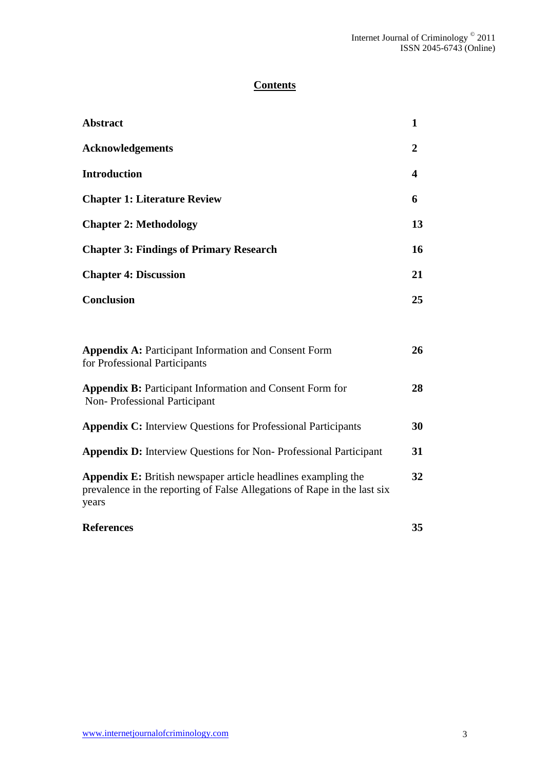## Contents

| | |
|---|---|
| **Abstract** | **1** |
| **Acknowledgements** | **2** |
| **Introduction** | **4** |
| **Chapter 1: Literature Review** | **6** |
| **Chapter 2: Methodology** | **13** |
| **Chapter 3: Findings of Primary Research** | **16** |
| **Chapter 4: Discussion** | **21** |
| **Conclusion** | **25** |
| **Appendix A:** Participant Information and Consent Form for Professional Participants | **26** |
| **Appendix B:** Participant Information and Consent Form for Non- Professional Participant | **28** |
| **Appendix C:** Interview Questions for Professional Participants | **30** |
| **Appendix D:** Interview Questions for Non- Professional Participant | **31** |
| **Appendix E:** British newspaper article headlines exampling the prevalence in the reporting of False Allegations of Rape in the last six years | **32** |
| **References** | **35** |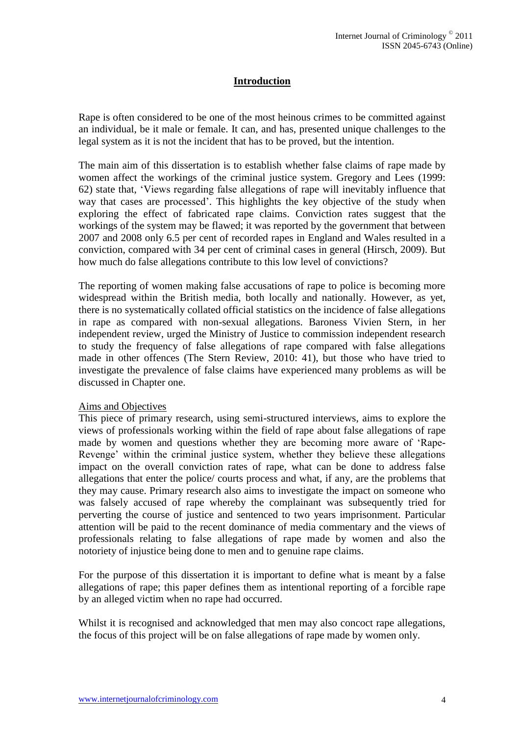## Introduction

Rape is often considered to be one of the most heinous crimes to be committed against an individual, be it male or female. It can, and has, presented unique challenges to the legal system as it is not the incident that has to be proved, but the intention.

The main aim of this dissertation is to establish whether false claims of rape made by women affect the workings of the criminal justice system. Gregory and Lees (1999: 62) state that, 'Views regarding false allegations of rape will inevitably influence that way that cases are processed'. This highlights the key objective of the study when exploring the effect of fabricated rape claims. Conviction rates suggest that the workings of the system may be flawed; it was reported by the government that between 2007 and 2008 only 6.5 per cent of recorded rapes in England and Wales resulted in a conviction, compared with 34 per cent of criminal cases in general (Hirsch, 2009). But how much do false allegations contribute to this low level of convictions?

The reporting of women making false accusations of rape to police is becoming more widespread within the British media, both locally and nationally. However, as yet, there is no systematically collated official statistics on the incidence of false allegations in rape as compared with non-sexual allegations. Baroness Vivien Stern, in her independent review, urged the Ministry of Justice to commission independent research to study the frequency of false allegations of rape compared with false allegations made in other offences (The Stern Review, 2010: 41), but those who have tried to investigate the prevalence of false claims have experienced many problems as will be discussed in Chapter one.

Aims and Objectives

This piece of primary research, using semi-structured interviews, aims to explore the views of professionals working within the field of rape about false allegations of rape made by women and questions whether they are becoming more aware of 'Rape-Revenge' within the criminal justice system, whether they believe these allegations impact on the overall conviction rates of rape, what can be done to address false allegations that enter the police/ courts process and what, if any, are the problems that they may cause. Primary research also aims to investigate the impact on someone who was falsely accused of rape whereby the complainant was subsequently tried for perverting the course of justice and sentenced to two years imprisonment. Particular attention will be paid to the recent dominance of media commentary and the views of professionals relating to false allegations of rape made by women and also the notoriety of injustice being done to men and to genuine rape claims.

For the purpose of this dissertation it is important to define what is meant by a false allegations of rape; this paper defines them as intentional reporting of a forcible rape by an alleged victim when no rape had occurred.

Whilst it is recognised and acknowledged that men may also concoct rape allegations, the focus of this project will be on false allegations of rape made by women only.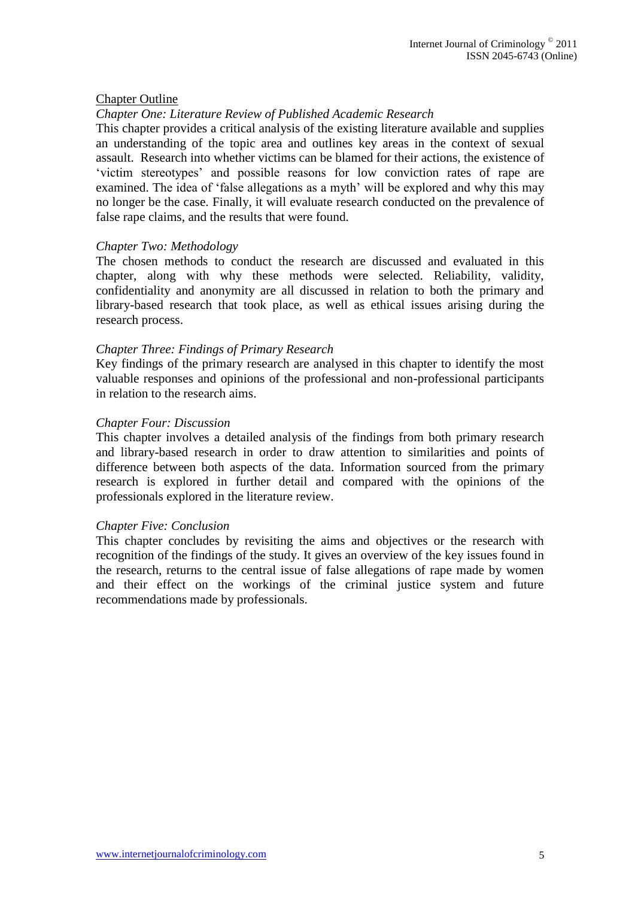## Chapter Outline

### *Chapter One: Literature Review of Published Academic Research*

This chapter provides a critical analysis of the existing literature available and supplies an understanding of the topic area and outlines key areas in the context of sexual assault. Research into whether victims can be blamed for their actions, the existence of 'victim stereotypes' and possible reasons for low conviction rates of rape are examined. The idea of 'false allegations as a myth' will be explored and why this may no longer be the case. Finally, it will evaluate research conducted on the prevalence of false rape claims, and the results that were found.

### *Chapter Two: Methodology*

The chosen methods to conduct the research are discussed and evaluated in this chapter, along with why these methods were selected. Reliability, validity, confidentiality and anonymity are all discussed in relation to both the primary and library-based research that took place, as well as ethical issues arising during the research process.

### *Chapter Three: Findings of Primary Research*

Key findings of the primary research are analysed in this chapter to identify the most valuable responses and opinions of the professional and non-professional participants in relation to the research aims.

### *Chapter Four: Discussion*

This chapter involves a detailed analysis of the findings from both primary research and library-based research in order to draw attention to similarities and points of difference between both aspects of the data. Information sourced from the primary research is explored in further detail and compared with the opinions of the professionals explored in the literature review.

### *Chapter Five: Conclusion*

This chapter concludes by revisiting the aims and objectives or the research with recognition of the findings of the study. It gives an overview of the key issues found in the research, returns to the central issue of false allegations of rape made by women and their effect on the workings of the criminal justice system and future recommendations made by professionals.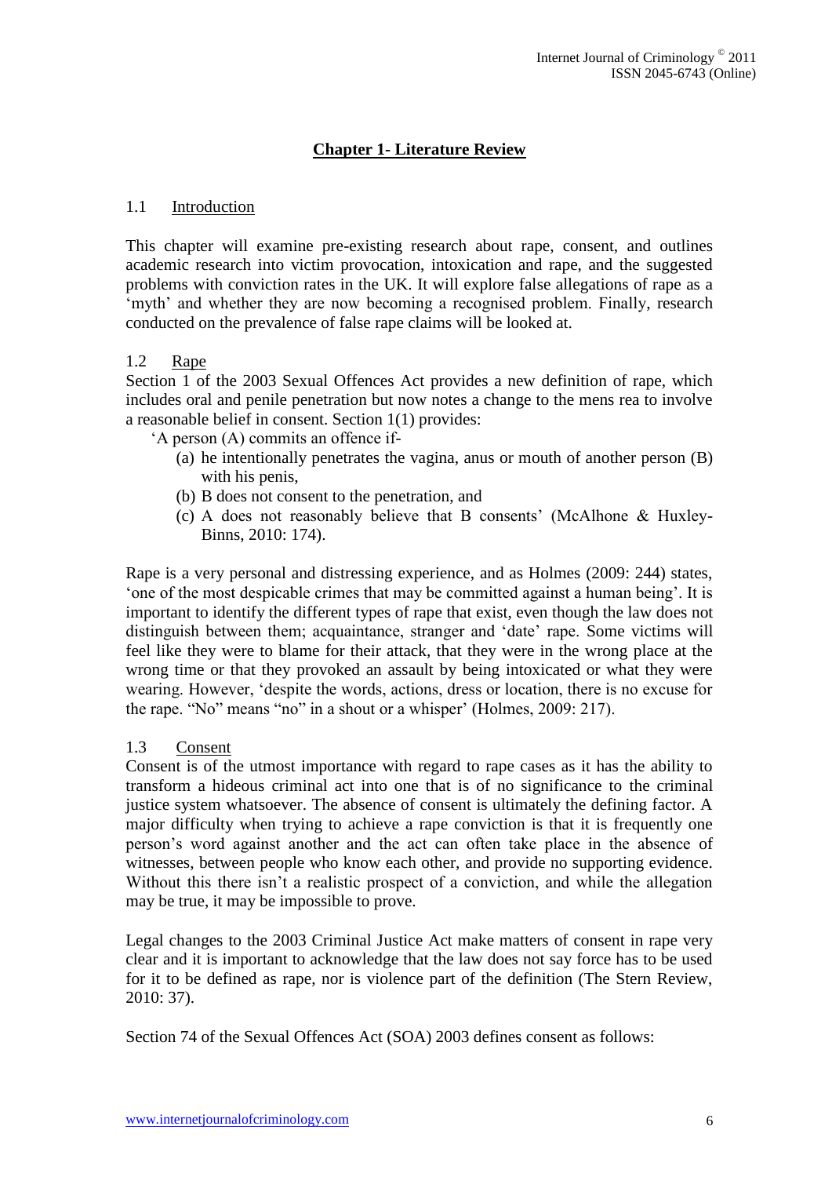## Chapter 1- Literature Review

### 1.1 Introduction

This chapter will examine pre-existing research about rape, consent, and outlines academic research into victim provocation, intoxication and rape, and the suggested problems with conviction rates in the UK. It will explore false allegations of rape as a 'myth' and whether they are now becoming a recognised problem. Finally, research conducted on the prevalence of false rape claims will be looked at.

### 1.2 Rape

Section 1 of the 2003 Sexual Offences Act provides a new definition of rape, which includes oral and penile penetration but now notes a change to the mens rea to involve a reasonable belief in consent. Section 1(1) provides:

'A person (A) commits an offence if-

(a) he intentionally penetrates the vagina, anus or mouth of another person (B) with his penis,
(b) B does not consent to the penetration, and
(c) A does not reasonably believe that B consents' (McAlhone & Huxley-Binns, 2010: 174).

Rape is a very personal and distressing experience, and as Holmes (2009: 244) states, 'one of the most despicable crimes that may be committed against a human being'. It is important to identify the different types of rape that exist, even though the law does not distinguish between them; acquaintance, stranger and 'date' rape. Some victims will feel like they were to blame for their attack, that they were in the wrong place at the wrong time or that they provoked an assault by being intoxicated or what they were wearing. However, 'despite the words, actions, dress or location, there is no excuse for the rape. "No" means "no" in a shout or a whisper' (Holmes, 2009: 217).

### 1.3 Consent

Consent is of the utmost importance with regard to rape cases as it has the ability to transform a hideous criminal act into one that is of no significance to the criminal justice system whatsoever. The absence of consent is ultimately the defining factor. A major difficulty when trying to achieve a rape conviction is that it is frequently one person's word against another and the act can often take place in the absence of witnesses, between people who know each other, and provide no supporting evidence. Without this there isn't a realistic prospect of a conviction, and while the allegation may be true, it may be impossible to prove.

Legal changes to the 2003 Criminal Justice Act make matters of consent in rape very clear and it is important to acknowledge that the law does not say force has to be used for it to be defined as rape, nor is violence part of the definition (The Stern Review, 2010: 37).

Section 74 of the Sexual Offences Act (SOA) 2003 defines consent as follows: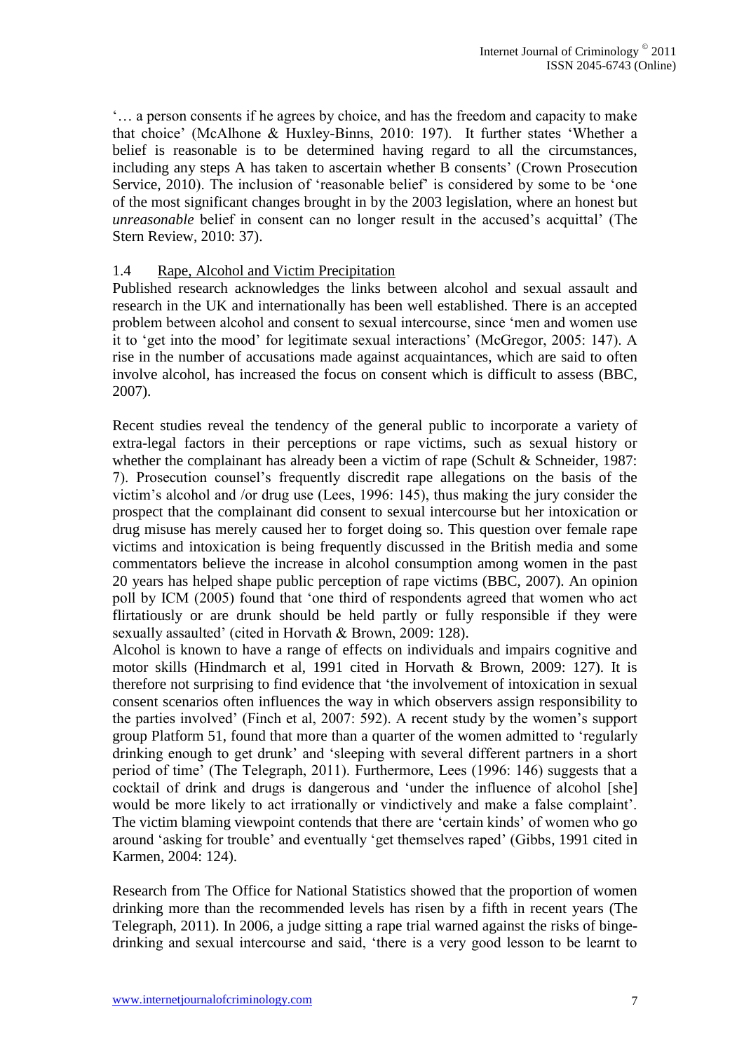'… a person consents if he agrees by choice, and has the freedom and capacity to make that choice' (McAlhone & Huxley-Binns, 2010: 197). It further states 'Whether a belief is reasonable is to be determined having regard to all the circumstances, including any steps A has taken to ascertain whether B consents' (Crown Prosecution Service, 2010). The inclusion of 'reasonable belief' is considered by some to be 'one of the most significant changes brought in by the 2003 legislation, where an honest but *unreasonable* belief in consent can no longer result in the accused's acquittal' (The Stern Review, 2010: 37).

## 1.4 Rape, Alcohol and Victim Precipitation

Published research acknowledges the links between alcohol and sexual assault and research in the UK and internationally has been well established. There is an accepted problem between alcohol and consent to sexual intercourse, since 'men and women use it to 'get into the mood' for legitimate sexual interactions' (McGregor, 2005: 147). A rise in the number of accusations made against acquaintances, which are said to often involve alcohol, has increased the focus on consent which is difficult to assess (BBC, 2007).

Recent studies reveal the tendency of the general public to incorporate a variety of extra-legal factors in their perceptions or rape victims, such as sexual history or whether the complainant has already been a victim of rape (Schult & Schneider, 1987: 7). Prosecution counsel's frequently discredit rape allegations on the basis of the victim's alcohol and /or drug use (Lees, 1996: 145), thus making the jury consider the prospect that the complainant did consent to sexual intercourse but her intoxication or drug misuse has merely caused her to forget doing so. This question over female rape victims and intoxication is being frequently discussed in the British media and some commentators believe the increase in alcohol consumption among women in the past 20 years has helped shape public perception of rape victims (BBC, 2007). An opinion poll by ICM (2005) found that 'one third of respondents agreed that women who act flirtatiously or are drunk should be held partly or fully responsible if they were sexually assaulted' (cited in Horvath & Brown, 2009: 128).
Alcohol is known to have a range of effects on individuals and impairs cognitive and motor skills (Hindmarch et al, 1991 cited in Horvath & Brown, 2009: 127). It is therefore not surprising to find evidence that 'the involvement of intoxication in sexual consent scenarios often influences the way in which observers assign responsibility to the parties involved' (Finch et al, 2007: 592). A recent study by the women's support group Platform 51, found that more than a quarter of the women admitted to 'regularly drinking enough to get drunk' and 'sleeping with several different partners in a short period of time' (The Telegraph, 2011). Furthermore, Lees (1996: 146) suggests that a cocktail of drink and drugs is dangerous and 'under the influence of alcohol [she] would be more likely to act irrationally or vindictively and make a false complaint'. The victim blaming viewpoint contends that there are 'certain kinds' of women who go around 'asking for trouble' and eventually 'get themselves raped' (Gibbs, 1991 cited in Karmen, 2004: 124).

Research from The Office for National Statistics showed that the proportion of women drinking more than the recommended levels has risen by a fifth in recent years (The Telegraph, 2011). In 2006, a judge sitting a rape trial warned against the risks of binge-drinking and sexual intercourse and said, 'there is a very good lesson to be learnt to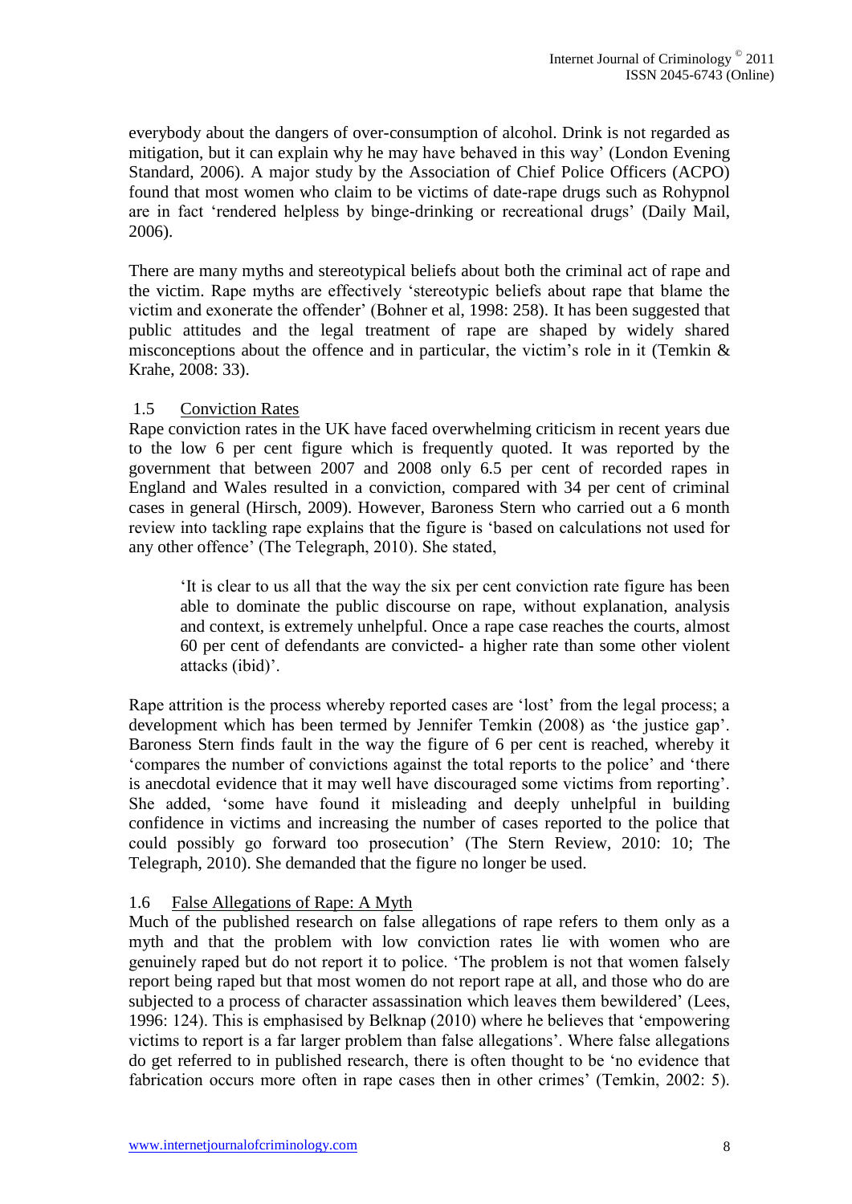everybody about the dangers of over-consumption of alcohol. Drink is not regarded as mitigation, but it can explain why he may have behaved in this way' (London Evening Standard, 2006). A major study by the Association of Chief Police Officers (ACPO) found that most women who claim to be victims of date-rape drugs such as Rohypnol are in fact 'rendered helpless by binge-drinking or recreational drugs' (Daily Mail, 2006).

There are many myths and stereotypical beliefs about both the criminal act of rape and the victim. Rape myths are effectively 'stereotypic beliefs about rape that blame the victim and exonerate the offender' (Bohner et al, 1998: 258). It has been suggested that public attitudes and the legal treatment of rape are shaped by widely shared misconceptions about the offence and in particular, the victim's role in it (Temkin & Krahe, 2008: 33).

### 1.5 Conviction Rates

Rape conviction rates in the UK have faced overwhelming criticism in recent years due to the low 6 per cent figure which is frequently quoted. It was reported by the government that between 2007 and 2008 only 6.5 per cent of recorded rapes in England and Wales resulted in a conviction, compared with 34 per cent of criminal cases in general (Hirsch, 2009). However, Baroness Stern who carried out a 6 month review into tackling rape explains that the figure is 'based on calculations not used for any other offence' (The Telegraph, 2010). She stated,

> 'It is clear to us all that the way the six per cent conviction rate figure has been able to dominate the public discourse on rape, without explanation, analysis and context, is extremely unhelpful. Once a rape case reaches the courts, almost 60 per cent of defendants are convicted- a higher rate than some other violent attacks (ibid)'.

Rape attrition is the process whereby reported cases are 'lost' from the legal process; a development which has been termed by Jennifer Temkin (2008) as 'the justice gap'. Baroness Stern finds fault in the way the figure of 6 per cent is reached, whereby it 'compares the number of convictions against the total reports to the police' and 'there is anecdotal evidence that it may well have discouraged some victims from reporting'. She added, 'some have found it misleading and deeply unhelpful in building confidence in victims and increasing the number of cases reported to the police that could possibly go forward too prosecution' (The Stern Review, 2010: 10; The Telegraph, 2010). She demanded that the figure no longer be used.

### 1.6 False Allegations of Rape: A Myth

Much of the published research on false allegations of rape refers to them only as a myth and that the problem with low conviction rates lie with women who are genuinely raped but do not report it to police. 'The problem is not that women falsely report being raped but that most women do not report rape at all, and those who do are subjected to a process of character assassination which leaves them bewildered' (Lees, 1996: 124). This is emphasised by Belknap (2010) where he believes that 'empowering victims to report is a far larger problem than false allegations'. Where false allegations do get referred to in published research, there is often thought to be 'no evidence that fabrication occurs more often in rape cases then in other crimes' (Temkin, 2002: 5).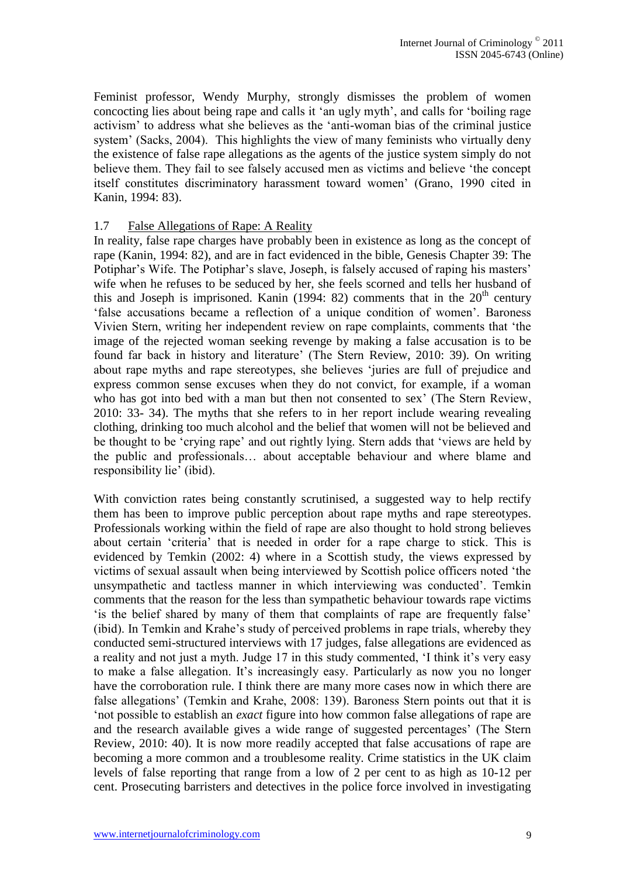Feminist professor, Wendy Murphy, strongly dismisses the problem of women concocting lies about being rape and calls it 'an ugly myth', and calls for 'boiling rage activism' to address what she believes as the 'anti-woman bias of the criminal justice system' (Sacks, 2004). This highlights the view of many feminists who virtually deny the existence of false rape allegations as the agents of the justice system simply do not believe them. They fail to see falsely accused men as victims and believe 'the concept itself constitutes discriminatory harassment toward women' (Grano, 1990 cited in Kanin, 1994: 83).

## 1.7 False Allegations of Rape: A Reality

In reality, false rape charges have probably been in existence as long as the concept of rape (Kanin, 1994: 82), and are in fact evidenced in the bible, Genesis Chapter 39: The Potiphar's Wife. The Potiphar's slave, Joseph, is falsely accused of raping his masters' wife when he refuses to be seduced by her, she feels scorned and tells her husband of this and Joseph is imprisoned. Kanin (1994: 82) comments that in the 20th century 'false accusations became a reflection of a unique condition of women'. Baroness Vivien Stern, writing her independent review on rape complaints, comments that 'the image of the rejected woman seeking revenge by making a false accusation is to be found far back in history and literature' (The Stern Review, 2010: 39). On writing about rape myths and rape stereotypes, she believes 'juries are full of prejudice and express common sense excuses when they do not convict, for example, if a woman who has got into bed with a man but then not consented to sex' (The Stern Review, 2010: 33- 34). The myths that she refers to in her report include wearing revealing clothing, drinking too much alcohol and the belief that women will not be believed and be thought to be 'crying rape' and out rightly lying. Stern adds that 'views are held by the public and professionals… about acceptable behaviour and where blame and responsibility lie' (ibid).

With conviction rates being constantly scrutinised, a suggested way to help rectify them has been to improve public perception about rape myths and rape stereotypes. Professionals working within the field of rape are also thought to hold strong believes about certain 'criteria' that is needed in order for a rape charge to stick. This is evidenced by Temkin (2002: 4) where in a Scottish study, the views expressed by victims of sexual assault when being interviewed by Scottish police officers noted 'the unsympathetic and tactless manner in which interviewing was conducted'. Temkin comments that the reason for the less than sympathetic behaviour towards rape victims 'is the belief shared by many of them that complaints of rape are frequently false' (ibid). In Temkin and Krahe's study of perceived problems in rape trials, whereby they conducted semi-structured interviews with 17 judges, false allegations are evidenced as a reality and not just a myth. Judge 17 in this study commented, 'I think it's very easy to make a false allegation. It's increasingly easy. Particularly as now you no longer have the corroboration rule. I think there are many more cases now in which there are false allegations' (Temkin and Krahe, 2008: 139). Baroness Stern points out that it is 'not possible to establish an *exact* figure into how common false allegations of rape are and the research available gives a wide range of suggested percentages' (The Stern Review, 2010: 40). It is now more readily accepted that false accusations of rape are becoming a more common and a troublesome reality. Crime statistics in the UK claim levels of false reporting that range from a low of 2 per cent to as high as 10-12 per cent. Prosecuting barristers and detectives in the police force involved in investigating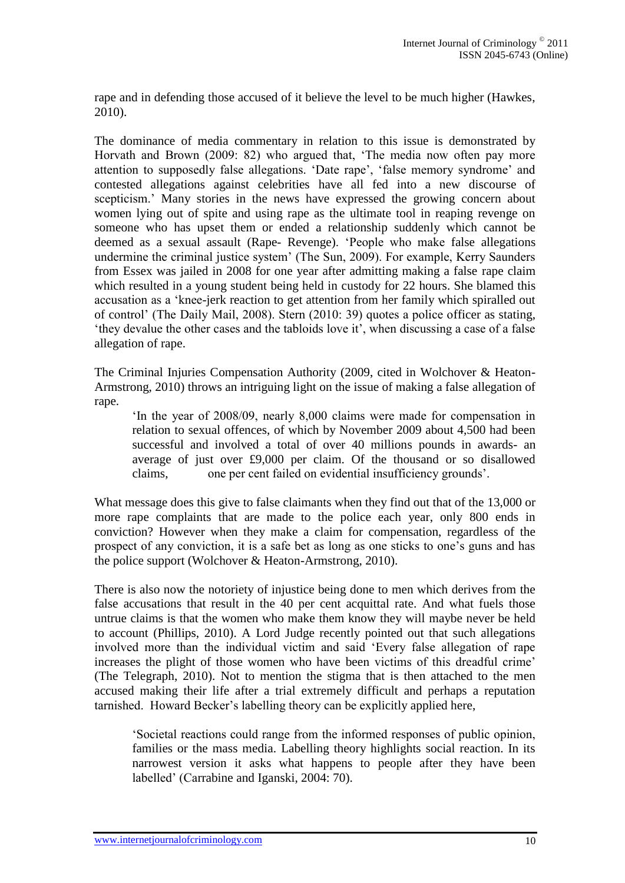rape and in defending those accused of it believe the level to be much higher (Hawkes, 2010).

The dominance of media commentary in relation to this issue is demonstrated by Horvath and Brown (2009: 82) who argued that, 'The media now often pay more attention to supposedly false allegations. 'Date rape', 'false memory syndrome' and contested allegations against celebrities have all fed into a new discourse of scepticism.' Many stories in the news have expressed the growing concern about women lying out of spite and using rape as the ultimate tool in reaping revenge on someone who has upset them or ended a relationship suddenly which cannot be deemed as a sexual assault (Rape- Revenge). 'People who make false allegations undermine the criminal justice system' (The Sun, 2009). For example, Kerry Saunders from Essex was jailed in 2008 for one year after admitting making a false rape claim which resulted in a young student being held in custody for 22 hours. She blamed this accusation as a 'knee-jerk reaction to get attention from her family which spiralled out of control' (The Daily Mail, 2008). Stern (2010: 39) quotes a police officer as stating, 'they devalue the other cases and the tabloids love it', when discussing a case of a false allegation of rape.

The Criminal Injuries Compensation Authority (2009, cited in Wolchover & Heaton-Armstrong, 2010) throws an intriguing light on the issue of making a false allegation of rape.

> 'In the year of 2008/09, nearly 8,000 claims were made for compensation in relation to sexual offences, of which by November 2009 about 4,500 had been successful and involved a total of over 40 millions pounds in awards- an average of just over £9,000 per claim. Of the thousand or so disallowed claims, one per cent failed on evidential insufficiency grounds'.

What message does this give to false claimants when they find out that of the 13,000 or more rape complaints that are made to the police each year, only 800 ends in conviction? However when they make a claim for compensation, regardless of the prospect of any conviction, it is a safe bet as long as one sticks to one's guns and has the police support (Wolchover & Heaton-Armstrong, 2010).

There is also now the notoriety of injustice being done to men which derives from the false accusations that result in the 40 per cent acquittal rate. And what fuels those untrue claims is that the women who make them know they will maybe never be held to account (Phillips, 2010). A Lord Judge recently pointed out that such allegations involved more than the individual victim and said 'Every false allegation of rape increases the plight of those women who have been victims of this dreadful crime' (The Telegraph, 2010). Not to mention the stigma that is then attached to the men accused making their life after a trial extremely difficult and perhaps a reputation tarnished. Howard Becker's labelling theory can be explicitly applied here,

> 'Societal reactions could range from the informed responses of public opinion, families or the mass media. Labelling theory highlights social reaction. In its narrowest version it asks what happens to people after they have been labelled' (Carrabine and Iganski, 2004: 70).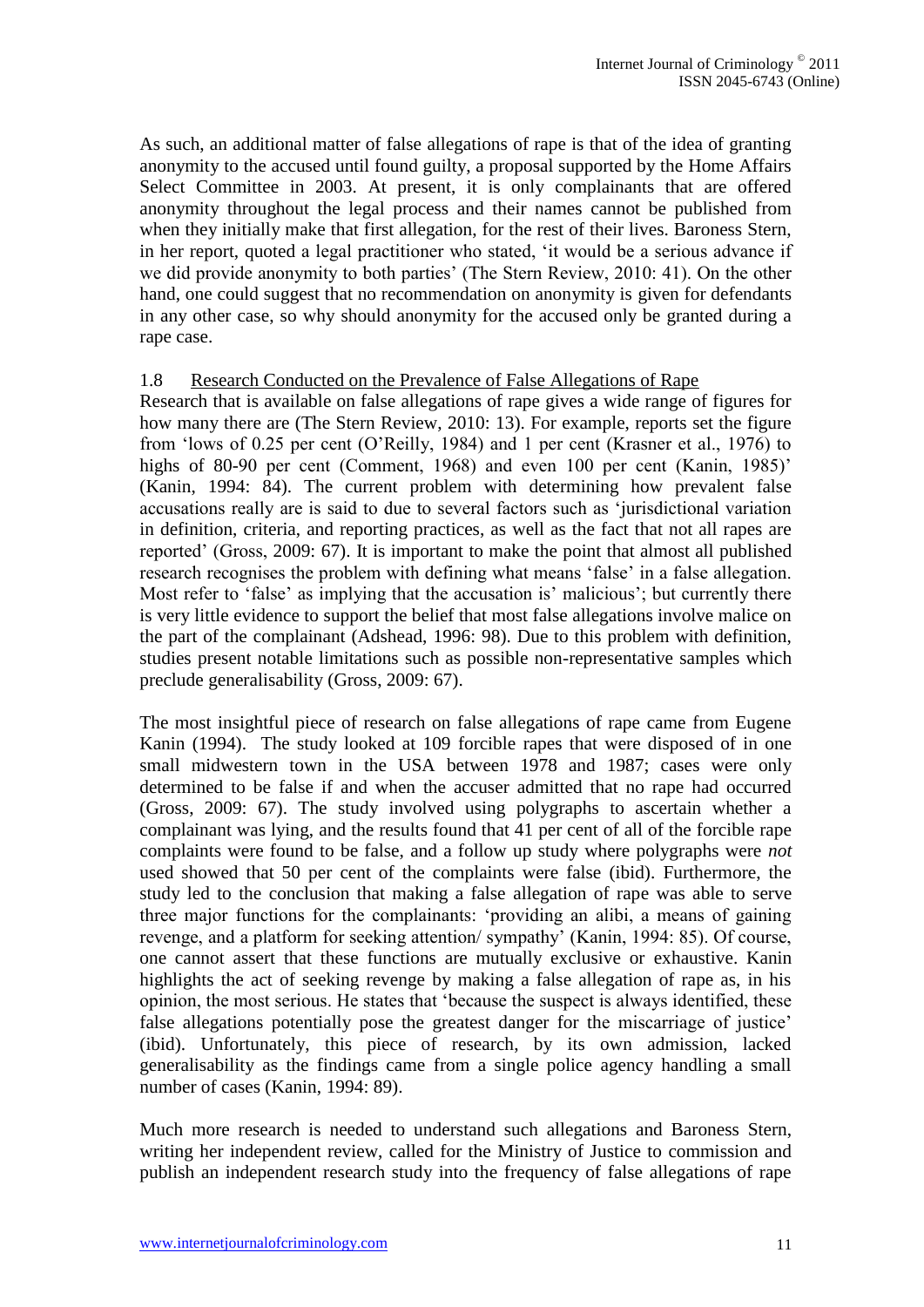As such, an additional matter of false allegations of rape is that of the idea of granting anonymity to the accused until found guilty, a proposal supported by the Home Affairs Select Committee in 2003. At present, it is only complainants that are offered anonymity throughout the legal process and their names cannot be published from when they initially make that first allegation, for the rest of their lives. Baroness Stern, in her report, quoted a legal practitioner who stated, 'it would be a serious advance if we did provide anonymity to both parties' (The Stern Review, 2010: 41). On the other hand, one could suggest that no recommendation on anonymity is given for defendants in any other case, so why should anonymity for the accused only be granted during a rape case.

## 1.8 Research Conducted on the Prevalence of False Allegations of Rape

Research that is available on false allegations of rape gives a wide range of figures for how many there are (The Stern Review, 2010: 13). For example, reports set the figure from 'lows of 0.25 per cent (O'Reilly, 1984) and 1 per cent (Krasner et al., 1976) to highs of 80-90 per cent (Comment, 1968) and even 100 per cent (Kanin, 1985)' (Kanin, 1994: 84). The current problem with determining how prevalent false accusations really are is said to due to several factors such as 'jurisdictional variation in definition, criteria, and reporting practices, as well as the fact that not all rapes are reported' (Gross, 2009: 67). It is important to make the point that almost all published research recognises the problem with defining what means 'false' in a false allegation. Most refer to 'false' as implying that the accusation is' malicious'; but currently there is very little evidence to support the belief that most false allegations involve malice on the part of the complainant (Adshead, 1996: 98). Due to this problem with definition, studies present notable limitations such as possible non-representative samples which preclude generalisability (Gross, 2009: 67).

The most insightful piece of research on false allegations of rape came from Eugene Kanin (1994). The study looked at 109 forcible rapes that were disposed of in one small midwestern town in the USA between 1978 and 1987; cases were only determined to be false if and when the accuser admitted that no rape had occurred (Gross, 2009: 67). The study involved using polygraphs to ascertain whether a complainant was lying, and the results found that 41 per cent of all of the forcible rape complaints were found to be false, and a follow up study where polygraphs were *not* used showed that 50 per cent of the complaints were false (ibid). Furthermore, the study led to the conclusion that making a false allegation of rape was able to serve three major functions for the complainants: 'providing an alibi, a means of gaining revenge, and a platform for seeking attention/ sympathy' (Kanin, 1994: 85). Of course, one cannot assert that these functions are mutually exclusive or exhaustive. Kanin highlights the act of seeking revenge by making a false allegation of rape as, in his opinion, the most serious. He states that 'because the suspect is always identified, these false allegations potentially pose the greatest danger for the miscarriage of justice' (ibid). Unfortunately, this piece of research, by its own admission, lacked generalisability as the findings came from a single police agency handling a small number of cases (Kanin, 1994: 89).

Much more research is needed to understand such allegations and Baroness Stern, writing her independent review, called for the Ministry of Justice to commission and publish an independent research study into the frequency of false allegations of rape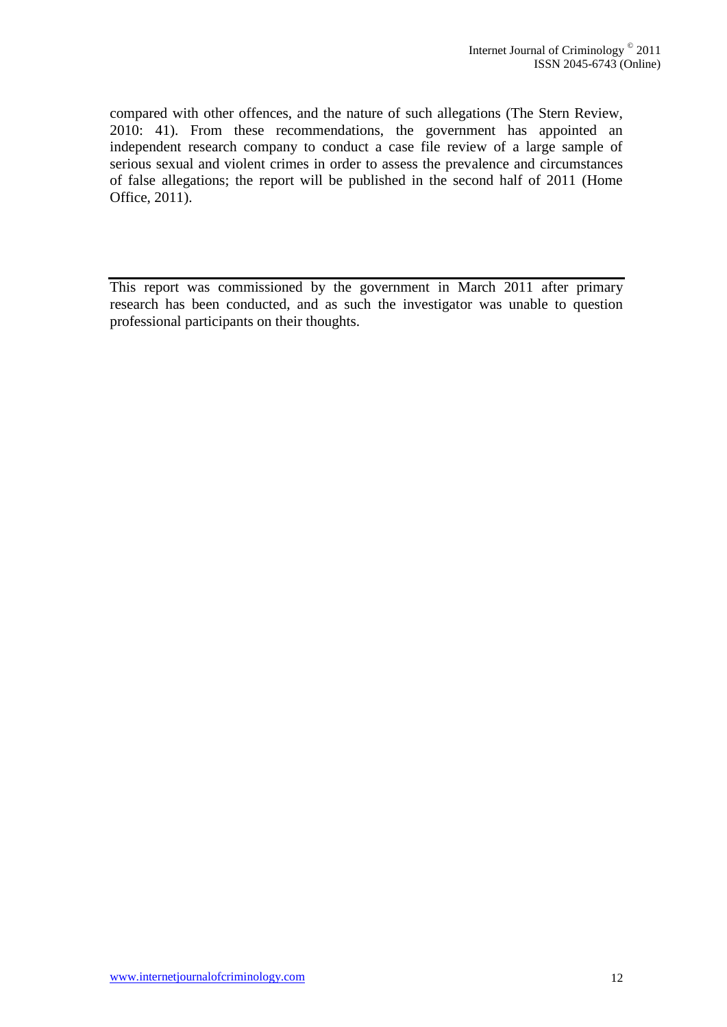compared with other offences, and the nature of such allegations (The Stern Review, 2010: 41). From these recommendations, the government has appointed an independent research company to conduct a case file review of a large sample of serious sexual and violent crimes in order to assess the prevalence and circumstances of false allegations; the report will be published in the second half of 2011 (Home Office, 2011).

---

This report was commissioned by the government in March 2011 after primary research has been conducted, and as such the investigator was unable to question professional participants on their thoughts.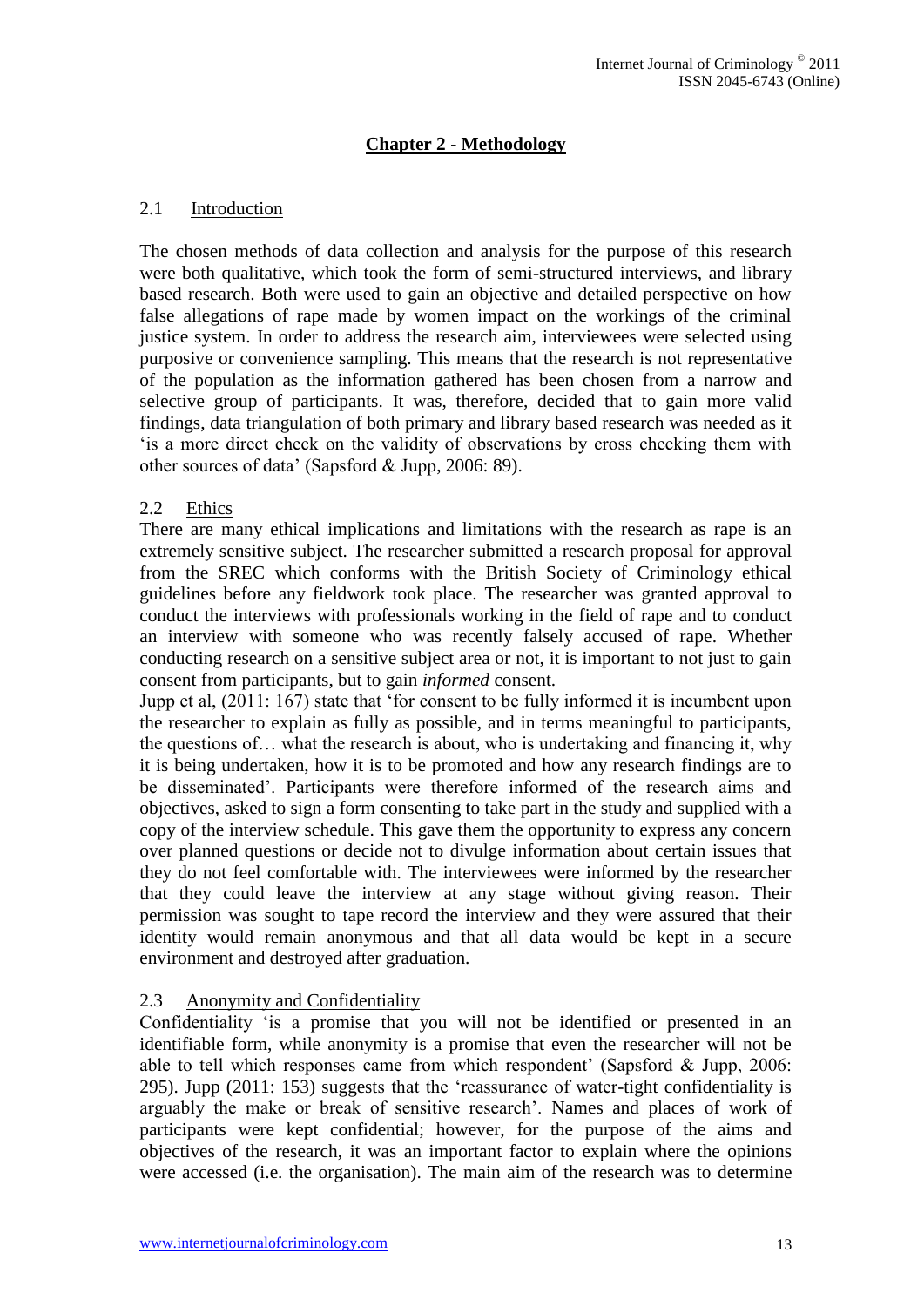# Chapter 2 - Methodology

## 2.1 Introduction

The chosen methods of data collection and analysis for the purpose of this research were both qualitative, which took the form of semi-structured interviews, and library based research. Both were used to gain an objective and detailed perspective on how false allegations of rape made by women impact on the workings of the criminal justice system. In order to address the research aim, interviewees were selected using purposive or convenience sampling. This means that the research is not representative of the population as the information gathered has been chosen from a narrow and selective group of participants. It was, therefore, decided that to gain more valid findings, data triangulation of both primary and library based research was needed as it 'is a more direct check on the validity of observations by cross checking them with other sources of data' (Sapsford & Jupp, 2006: 89).

## 2.2 Ethics

There are many ethical implications and limitations with the research as rape is an extremely sensitive subject. The researcher submitted a research proposal for approval from the SREC which conforms with the British Society of Criminology ethical guidelines before any fieldwork took place. The researcher was granted approval to conduct the interviews with professionals working in the field of rape and to conduct an interview with someone who was recently falsely accused of rape. Whether conducting research on a sensitive subject area or not, it is important to not just to gain consent from participants, but to gain *informed* consent.

Jupp et al, (2011: 167) state that 'for consent to be fully informed it is incumbent upon the researcher to explain as fully as possible, and in terms meaningful to participants, the questions of… what the research is about, who is undertaking and financing it, why it is being undertaken, how it is to be promoted and how any research findings are to be disseminated'. Participants were therefore informed of the research aims and objectives, asked to sign a form consenting to take part in the study and supplied with a copy of the interview schedule. This gave them the opportunity to express any concern over planned questions or decide not to divulge information about certain issues that they do not feel comfortable with. The interviewees were informed by the researcher that they could leave the interview at any stage without giving reason. Their permission was sought to tape record the interview and they were assured that their identity would remain anonymous and that all data would be kept in a secure environment and destroyed after graduation.

## 2.3 Anonymity and Confidentiality

Confidentiality 'is a promise that you will not be identified or presented in an identifiable form, while anonymity is a promise that even the researcher will not be able to tell which responses came from which respondent' (Sapsford & Jupp, 2006: 295). Jupp (2011: 153) suggests that the 'reassurance of water-tight confidentiality is arguably the make or break of sensitive research'. Names and places of work of participants were kept confidential; however, for the purpose of the aims and objectives of the research, it was an important factor to explain where the opinions were accessed (i.e. the organisation). The main aim of the research was to determine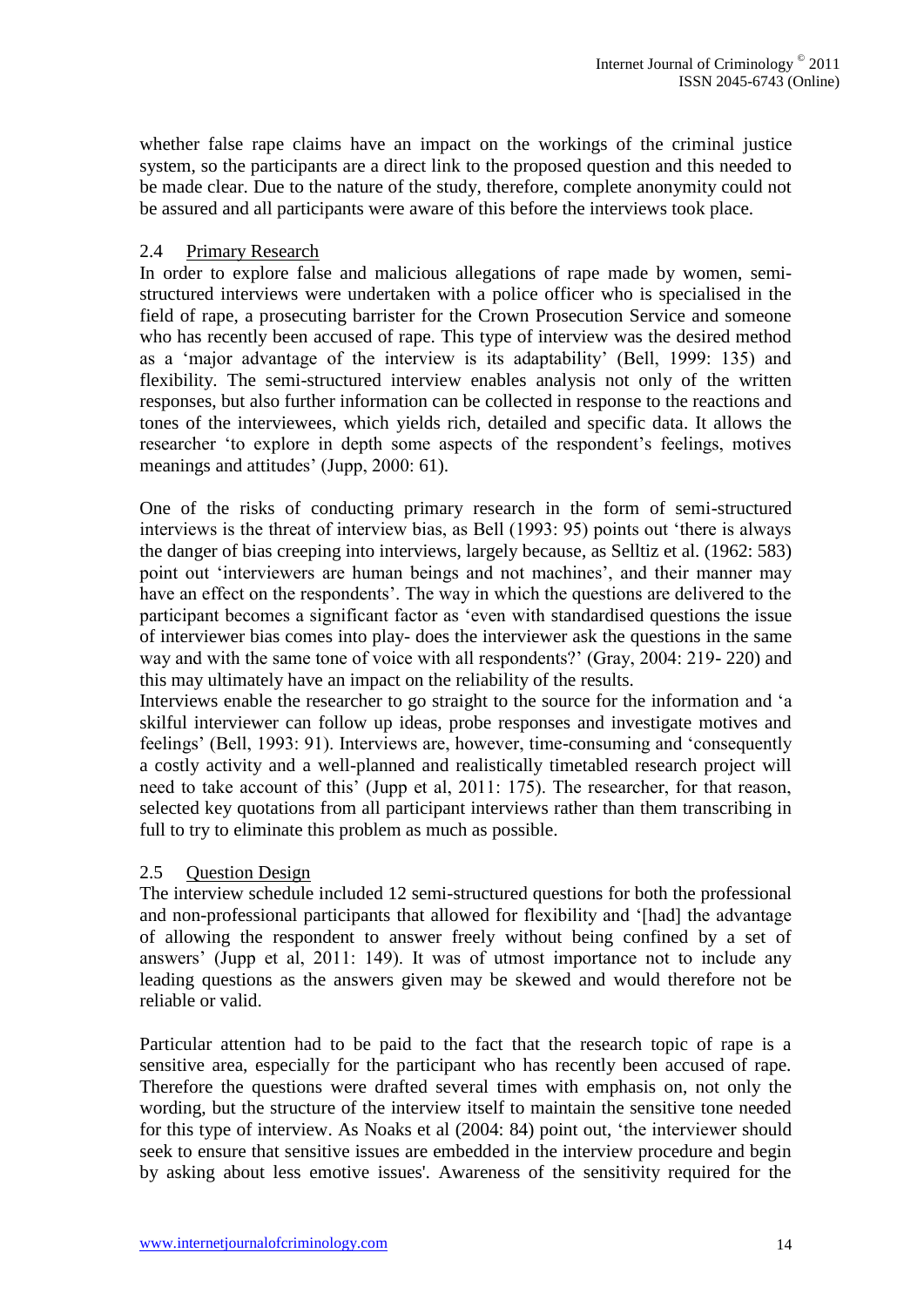whether false rape claims have an impact on the workings of the criminal justice system, so the participants are a direct link to the proposed question and this needed to be made clear. Due to the nature of the study, therefore, complete anonymity could not be assured and all participants were aware of this before the interviews took place.

## 2.4 Primary Research

In order to explore false and malicious allegations of rape made by women, semi-structured interviews were undertaken with a police officer who is specialised in the field of rape, a prosecuting barrister for the Crown Prosecution Service and someone who has recently been accused of rape. This type of interview was the desired method as a 'major advantage of the interview is its adaptability' (Bell, 1999: 135) and flexibility. The semi-structured interview enables analysis not only of the written responses, but also further information can be collected in response to the reactions and tones of the interviewees, which yields rich, detailed and specific data. It allows the researcher 'to explore in depth some aspects of the respondent's feelings, motives meanings and attitudes' (Jupp, 2000: 61).

One of the risks of conducting primary research in the form of semi-structured interviews is the threat of interview bias, as Bell (1993: 95) points out 'there is always the danger of bias creeping into interviews, largely because, as Selltiz et al. (1962: 583) point out 'interviewers are human beings and not machines', and their manner may have an effect on the respondents'. The way in which the questions are delivered to the participant becomes a significant factor as 'even with standardised questions the issue of interviewer bias comes into play- does the interviewer ask the questions in the same way and with the same tone of voice with all respondents?' (Gray, 2004: 219- 220) and this may ultimately have an impact on the reliability of the results.

Interviews enable the researcher to go straight to the source for the information and 'a skilful interviewer can follow up ideas, probe responses and investigate motives and feelings' (Bell, 1993: 91). Interviews are, however, time-consuming and 'consequently a costly activity and a well-planned and realistically timetabled research project will need to take account of this' (Jupp et al, 2011: 175). The researcher, for that reason, selected key quotations from all participant interviews rather than them transcribing in full to try to eliminate this problem as much as possible.

## 2.5 Question Design

The interview schedule included 12 semi-structured questions for both the professional and non-professional participants that allowed for flexibility and '[had] the advantage of allowing the respondent to answer freely without being confined by a set of answers' (Jupp et al, 2011: 149). It was of utmost importance not to include any leading questions as the answers given may be skewed and would therefore not be reliable or valid.

Particular attention had to be paid to the fact that the research topic of rape is a sensitive area, especially for the participant who has recently been accused of rape. Therefore the questions were drafted several times with emphasis on, not only the wording, but the structure of the interview itself to maintain the sensitive tone needed for this type of interview. As Noaks et al (2004: 84) point out, 'the interviewer should seek to ensure that sensitive issues are embedded in the interview procedure and begin by asking about less emotive issues'. Awareness of the sensitivity required for the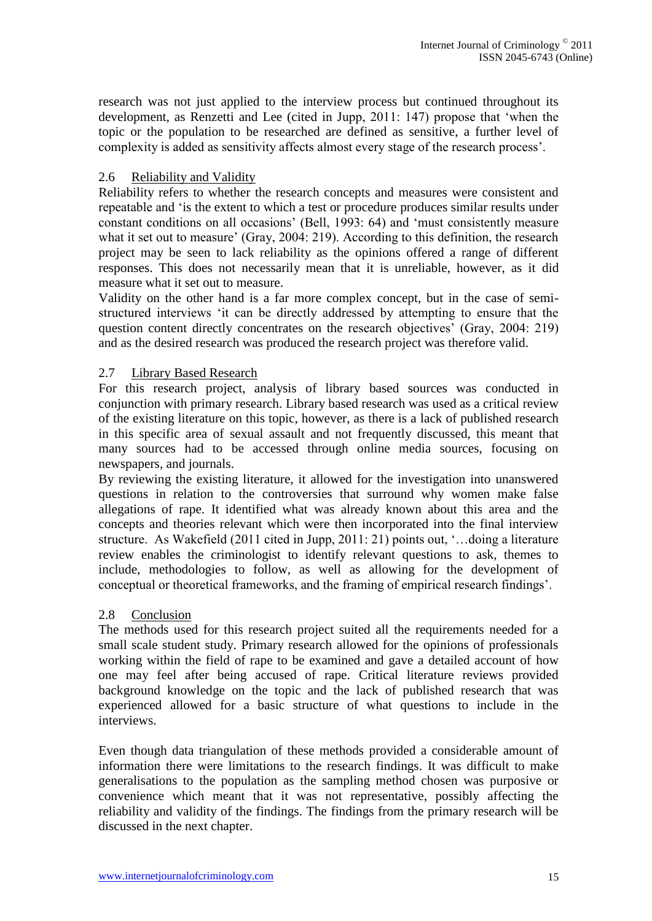research was not just applied to the interview process but continued throughout its development, as Renzetti and Lee (cited in Jupp, 2011: 147) propose that 'when the topic or the population to be researched are defined as sensitive, a further level of complexity is added as sensitivity affects almost every stage of the research process'.

## 2.6 Reliability and Validity

Reliability refers to whether the research concepts and measures were consistent and repeatable and 'is the extent to which a test or procedure produces similar results under constant conditions on all occasions' (Bell, 1993: 64) and 'must consistently measure what it set out to measure' (Gray, 2004: 219). According to this definition, the research project may be seen to lack reliability as the opinions offered a range of different responses. This does not necessarily mean that it is unreliable, however, as it did measure what it set out to measure.

Validity on the other hand is a far more complex concept, but in the case of semi-structured interviews 'it can be directly addressed by attempting to ensure that the question content directly concentrates on the research objectives' (Gray, 2004: 219) and as the desired research was produced the research project was therefore valid.

## 2.7 Library Based Research

For this research project, analysis of library based sources was conducted in conjunction with primary research. Library based research was used as a critical review of the existing literature on this topic, however, as there is a lack of published research in this specific area of sexual assault and not frequently discussed, this meant that many sources had to be accessed through online media sources, focusing on newspapers, and journals.

By reviewing the existing literature, it allowed for the investigation into unanswered questions in relation to the controversies that surround why women make false allegations of rape. It identified what was already known about this area and the concepts and theories relevant which were then incorporated into the final interview structure. As Wakefield (2011 cited in Jupp, 2011: 21) points out, '…doing a literature review enables the criminologist to identify relevant questions to ask, themes to include, methodologies to follow, as well as allowing for the development of conceptual or theoretical frameworks, and the framing of empirical research findings'.

## 2.8 Conclusion

The methods used for this research project suited all the requirements needed for a small scale student study. Primary research allowed for the opinions of professionals working within the field of rape to be examined and gave a detailed account of how one may feel after being accused of rape. Critical literature reviews provided background knowledge on the topic and the lack of published research that was experienced allowed for a basic structure of what questions to include in the interviews.

Even though data triangulation of these methods provided a considerable amount of information there were limitations to the research findings. It was difficult to make generalisations to the population as the sampling method chosen was purposive or convenience which meant that it was not representative, possibly affecting the reliability and validity of the findings. The findings from the primary research will be discussed in the next chapter.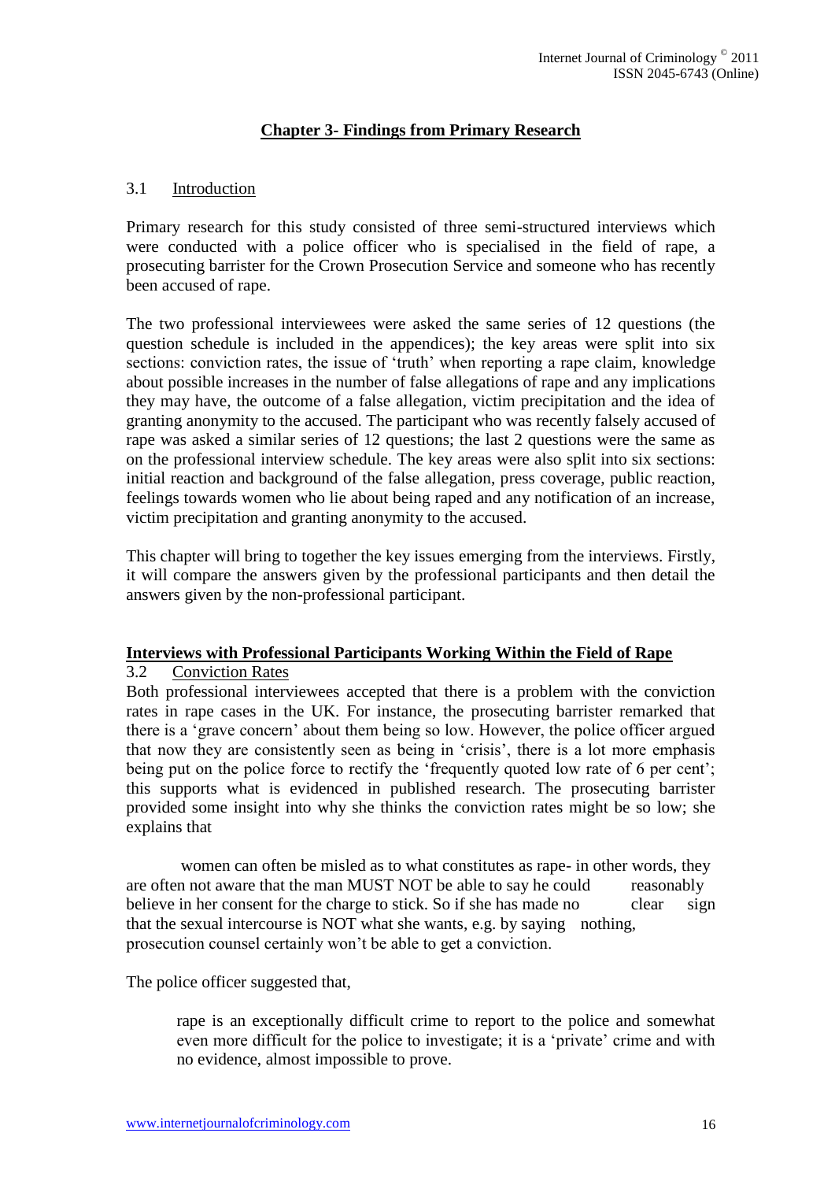## Chapter 3- Findings from Primary Research

### 3.1 Introduction

Primary research for this study consisted of three semi-structured interviews which were conducted with a police officer who is specialised in the field of rape, a prosecuting barrister for the Crown Prosecution Service and someone who has recently been accused of rape.

The two professional interviewees were asked the same series of 12 questions (the question schedule is included in the appendices); the key areas were split into six sections: conviction rates, the issue of 'truth' when reporting a rape claim, knowledge about possible increases in the number of false allegations of rape and any implications they may have, the outcome of a false allegation, victim precipitation and the idea of granting anonymity to the accused. The participant who was recently falsely accused of rape was asked a similar series of 12 questions; the last 2 questions were the same as on the professional interview schedule. The key areas were also split into six sections: initial reaction and background of the false allegation, press coverage, public reaction, feelings towards women who lie about being raped and any notification of an increase, victim precipitation and granting anonymity to the accused.

This chapter will bring to together the key issues emerging from the interviews. Firstly, it will compare the answers given by the professional participants and then detail the answers given by the non-professional participant.

## Interviews with Professional Participants Working Within the Field of Rape

### 3.2 Conviction Rates

Both professional interviewees accepted that there is a problem with the conviction rates in rape cases in the UK. For instance, the prosecuting barrister remarked that there is a 'grave concern' about them being so low. However, the police officer argued that now they are consistently seen as being in 'crisis', there is a lot more emphasis being put on the police force to rectify the 'frequently quoted low rate of 6 per cent'; this supports what is evidenced in published research. The prosecuting barrister provided some insight into why she thinks the conviction rates might be so low; she explains that

> women can often be misled as to what constitutes as rape- in other words, they are often not aware that the man MUST NOT be able to say he could reasonably believe in her consent for the charge to stick. So if she has made no clear sign that the sexual intercourse is NOT what she wants, e.g. by saying nothing, prosecution counsel certainly won't be able to get a conviction.

The police officer suggested that,

> rape is an exceptionally difficult crime to report to the police and somewhat even more difficult for the police to investigate; it is a 'private' crime and with no evidence, almost impossible to prove.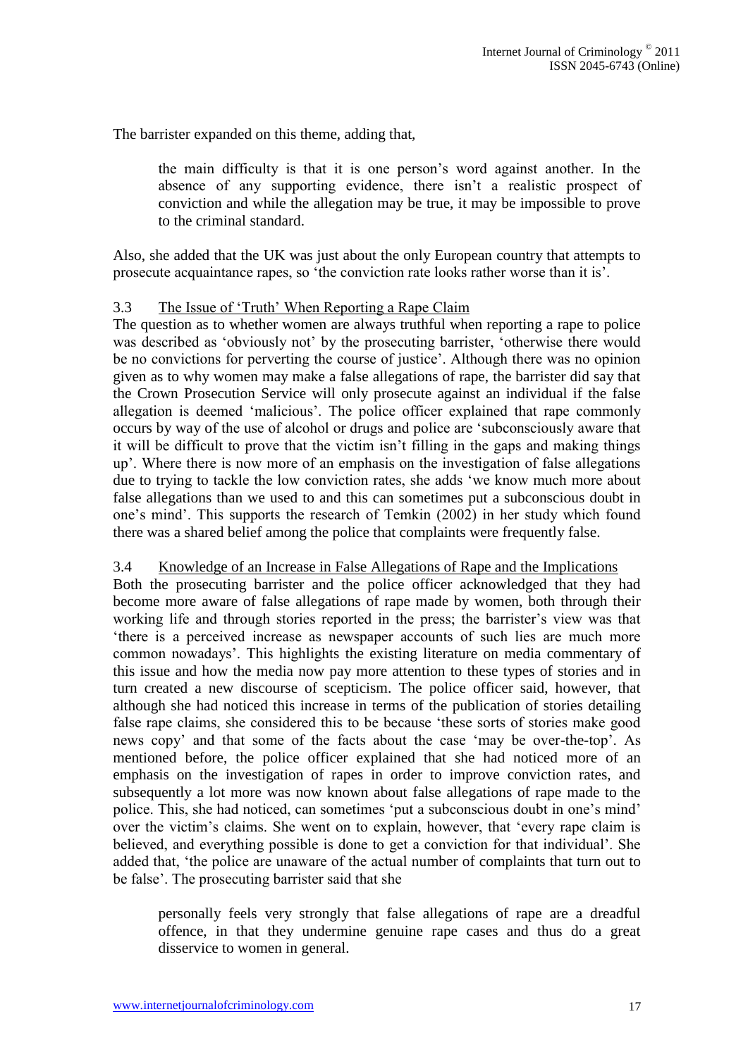The barrister expanded on this theme, adding that,

> the main difficulty is that it is one person's word against another. In the absence of any supporting evidence, there isn't a realistic prospect of conviction and while the allegation may be true, it may be impossible to prove to the criminal standard.

Also, she added that the UK was just about the only European country that attempts to prosecute acquaintance rapes, so 'the conviction rate looks rather worse than it is'.

### 3.3 The Issue of 'Truth' When Reporting a Rape Claim

The question as to whether women are always truthful when reporting a rape to police was described as 'obviously not' by the prosecuting barrister, 'otherwise there would be no convictions for perverting the course of justice'. Although there was no opinion given as to why women may make a false allegations of rape, the barrister did say that the Crown Prosecution Service will only prosecute against an individual if the false allegation is deemed 'malicious'. The police officer explained that rape commonly occurs by way of the use of alcohol or drugs and police are 'subconsciously aware that it will be difficult to prove that the victim isn't filling in the gaps and making things up'. Where there is now more of an emphasis on the investigation of false allegations due to trying to tackle the low conviction rates, she adds 'we know much more about false allegations than we used to and this can sometimes put a subconscious doubt in one's mind'. This supports the research of Temkin (2002) in her study which found there was a shared belief among the police that complaints were frequently false.

### 3.4 Knowledge of an Increase in False Allegations of Rape and the Implications

Both the prosecuting barrister and the police officer acknowledged that they had become more aware of false allegations of rape made by women, both through their working life and through stories reported in the press; the barrister's view was that 'there is a perceived increase as newspaper accounts of such lies are much more common nowadays'. This highlights the existing literature on media commentary of this issue and how the media now pay more attention to these types of stories and in turn created a new discourse of scepticism. The police officer said, however, that although she had noticed this increase in terms of the publication of stories detailing false rape claims, she considered this to be because 'these sorts of stories make good news copy' and that some of the facts about the case 'may be over-the-top'. As mentioned before, the police officer explained that she had noticed more of an emphasis on the investigation of rapes in order to improve conviction rates, and subsequently a lot more was now known about false allegations of rape made to the police. This, she had noticed, can sometimes 'put a subconscious doubt in one's mind' over the victim's claims. She went on to explain, however, that 'every rape claim is believed, and everything possible is done to get a conviction for that individual'. She added that, 'the police are unaware of the actual number of complaints that turn out to be false'. The prosecuting barrister said that she

> personally feels very strongly that false allegations of rape are a dreadful offence, in that they undermine genuine rape cases and thus do a great disservice to women in general.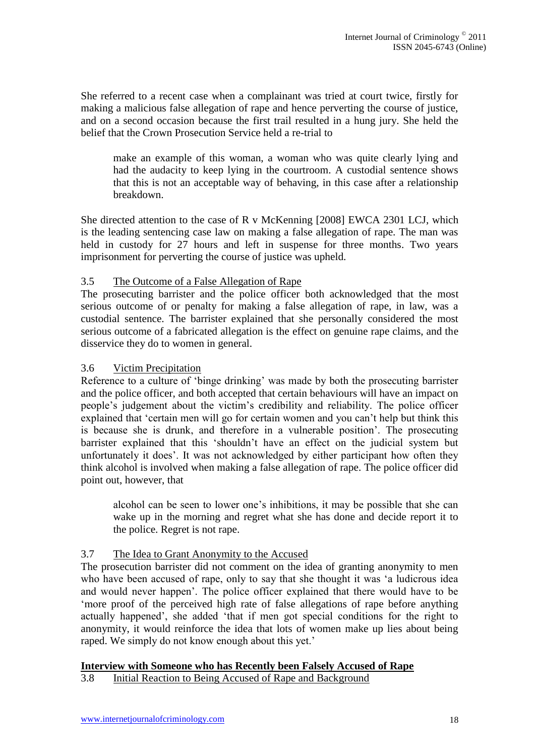She referred to a recent case when a complainant was tried at court twice, firstly for making a malicious false allegation of rape and hence perverting the course of justice, and on a second occasion because the first trail resulted in a hung jury. She held the belief that the Crown Prosecution Service held a re-trial to

> make an example of this woman, a woman who was quite clearly lying and had the audacity to keep lying in the courtroom. A custodial sentence shows that this is not an acceptable way of behaving, in this case after a relationship breakdown.

She directed attention to the case of R v McKenning [2008] EWCA 2301 LCJ, which is the leading sentencing case law on making a false allegation of rape. The man was held in custody for 27 hours and left in suspense for three months. Two years imprisonment for perverting the course of justice was upheld.

### 3.5 The Outcome of a False Allegation of Rape

The prosecuting barrister and the police officer both acknowledged that the most serious outcome of or penalty for making a false allegation of rape, in law, was a custodial sentence. The barrister explained that she personally considered the most serious outcome of a fabricated allegation is the effect on genuine rape claims, and the disservice they do to women in general.

### 3.6 Victim Precipitation

Reference to a culture of 'binge drinking' was made by both the prosecuting barrister and the police officer, and both accepted that certain behaviours will have an impact on people's judgement about the victim's credibility and reliability. The police officer explained that 'certain men will go for certain women and you can't help but think this is because she is drunk, and therefore in a vulnerable position'. The prosecuting barrister explained that this 'shouldn't have an effect on the judicial system but unfortunately it does'. It was not acknowledged by either participant how often they think alcohol is involved when making a false allegation of rape. The police officer did point out, however, that

> alcohol can be seen to lower one's inhibitions, it may be possible that she can wake up in the morning and regret what she has done and decide report it to the police. Regret is not rape.

### 3.7 The Idea to Grant Anonymity to the Accused

The prosecution barrister did not comment on the idea of granting anonymity to men who have been accused of rape, only to say that she thought it was 'a ludicrous idea and would never happen'. The police officer explained that there would have to be 'more proof of the perceived high rate of false allegations of rape before anything actually happened', she added 'that if men got special conditions for the right to anonymity, it would reinforce the idea that lots of women make up lies about being raped. We simply do not know enough about this yet.'

## Interview with Someone who has Recently been Falsely Accused of Rape

### 3.8 Initial Reaction to Being Accused of Rape and Background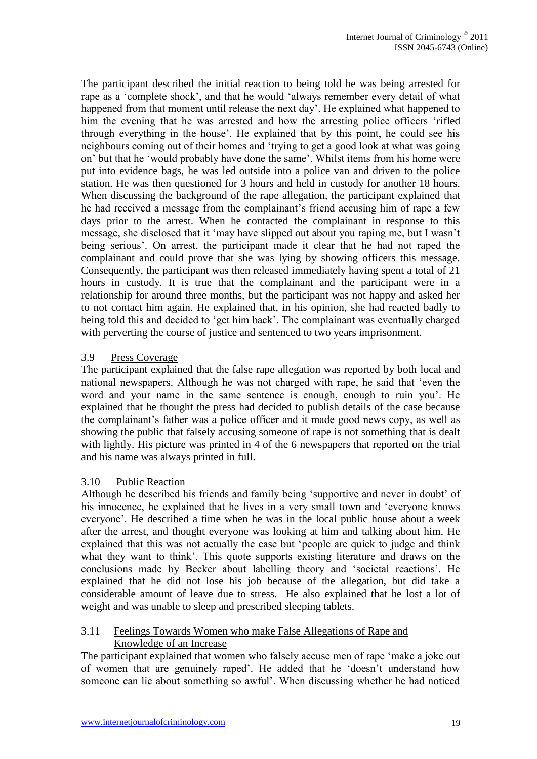The participant described the initial reaction to being told he was being arrested for rape as a 'complete shock', and that he would 'always remember every detail of what happened from that moment until release the next day'. He explained what happened to him the evening that he was arrested and how the arresting police officers 'rifled through everything in the house'. He explained that by this point, he could see his neighbours coming out of their homes and 'trying to get a good look at what was going on' but that he 'would probably have done the same'. Whilst items from his home were put into evidence bags, he was led outside into a police van and driven to the police station. He was then questioned for 3 hours and held in custody for another 18 hours. When discussing the background of the rape allegation, the participant explained that he had received a message from the complainant's friend accusing him of rape a few days prior to the arrest. When he contacted the complainant in response to this message, she disclosed that it 'may have slipped out about you raping me, but I wasn't being serious'. On arrest, the participant made it clear that he had not raped the complainant and could prove that she was lying by showing officers this message. Consequently, the participant was then released immediately having spent a total of 21 hours in custody. It is true that the complainant and the participant were in a relationship for around three months, but the participant was not happy and asked her to not contact him again. He explained that, in his opinion, she had reacted badly to being told this and decided to 'get him back'. The complainant was eventually charged with perverting the course of justice and sentenced to two years imprisonment.

### 3.9 Press Coverage

The participant explained that the false rape allegation was reported by both local and national newspapers. Although he was not charged with rape, he said that 'even the word and your name in the same sentence is enough, enough to ruin you'. He explained that he thought the press had decided to publish details of the case because the complainant's father was a police officer and it made good news copy, as well as showing the public that falsely accusing someone of rape is not something that is dealt with lightly. His picture was printed in 4 of the 6 newspapers that reported on the trial and his name was always printed in full.

### 3.10 Public Reaction

Although he described his friends and family being 'supportive and never in doubt' of his innocence, he explained that he lives in a very small town and 'everyone knows everyone'. He described a time when he was in the local public house about a week after the arrest, and thought everyone was looking at him and talking about him. He explained that this was not actually the case but 'people are quick to judge and think what they want to think'. This quote supports existing literature and draws on the conclusions made by Becker about labelling theory and 'societal reactions'. He explained that he did not lose his job because of the allegation, but did take a considerable amount of leave due to stress. He also explained that he lost a lot of weight and was unable to sleep and prescribed sleeping tablets.

### 3.11 Feelings Towards Women who make False Allegations of Rape and Knowledge of an Increase

The participant explained that women who falsely accuse men of rape 'make a joke out of women that are genuinely raped'. He added that he 'doesn't understand how someone can lie about something so awful'. When discussing whether he had noticed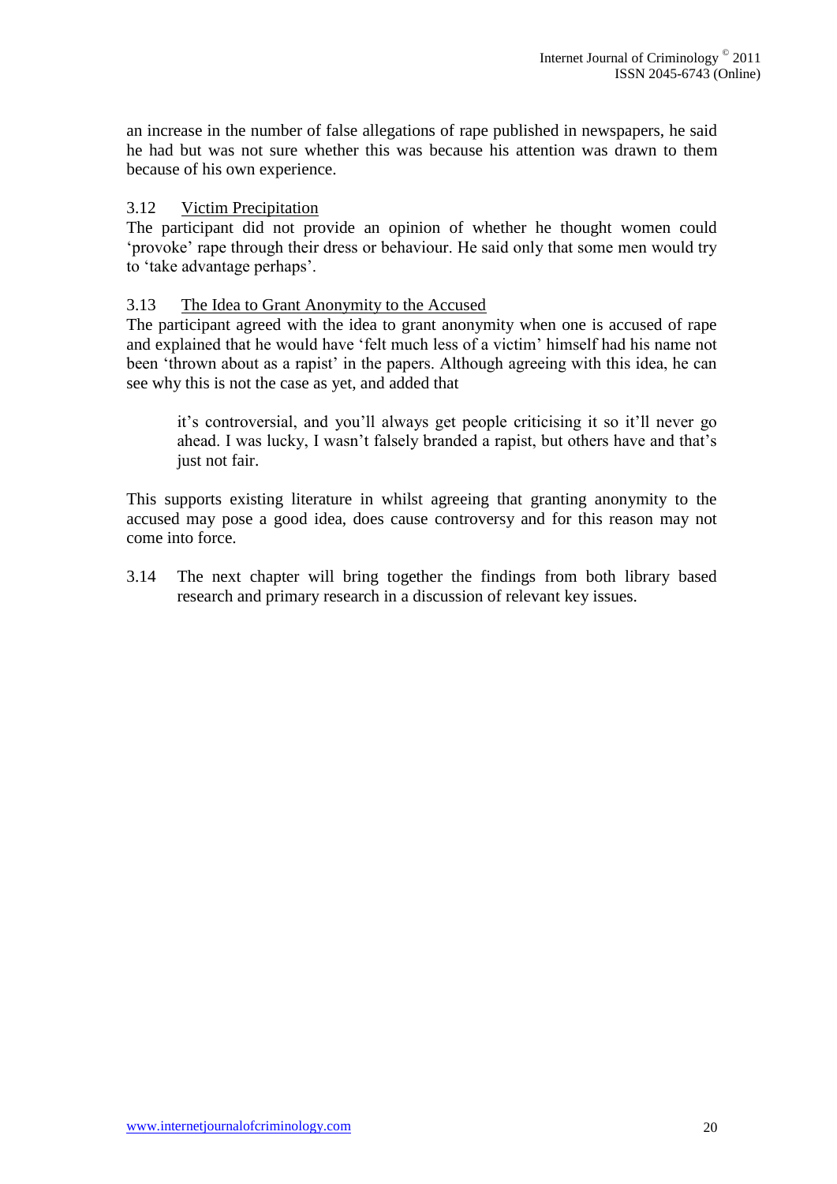an increase in the number of false allegations of rape published in newspapers, he said he had but was not sure whether this was because his attention was drawn to them because of his own experience.

### 3.12 Victim Precipitation

The participant did not provide an opinion of whether he thought women could 'provoke' rape through their dress or behaviour. He said only that some men would try to 'take advantage perhaps'.

### 3.13 The Idea to Grant Anonymity to the Accused

The participant agreed with the idea to grant anonymity when one is accused of rape and explained that he would have 'felt much less of a victim' himself had his name not been 'thrown about as a rapist' in the papers. Although agreeing with this idea, he can see why this is not the case as yet, and added that

> it's controversial, and you'll always get people criticising it so it'll never go ahead. I was lucky, I wasn't falsely branded a rapist, but others have and that's just not fair.

This supports existing literature in whilst agreeing that granting anonymity to the accused may pose a good idea, does cause controversy and for this reason may not come into force.

3.14 The next chapter will bring together the findings from both library based research and primary research in a discussion of relevant key issues.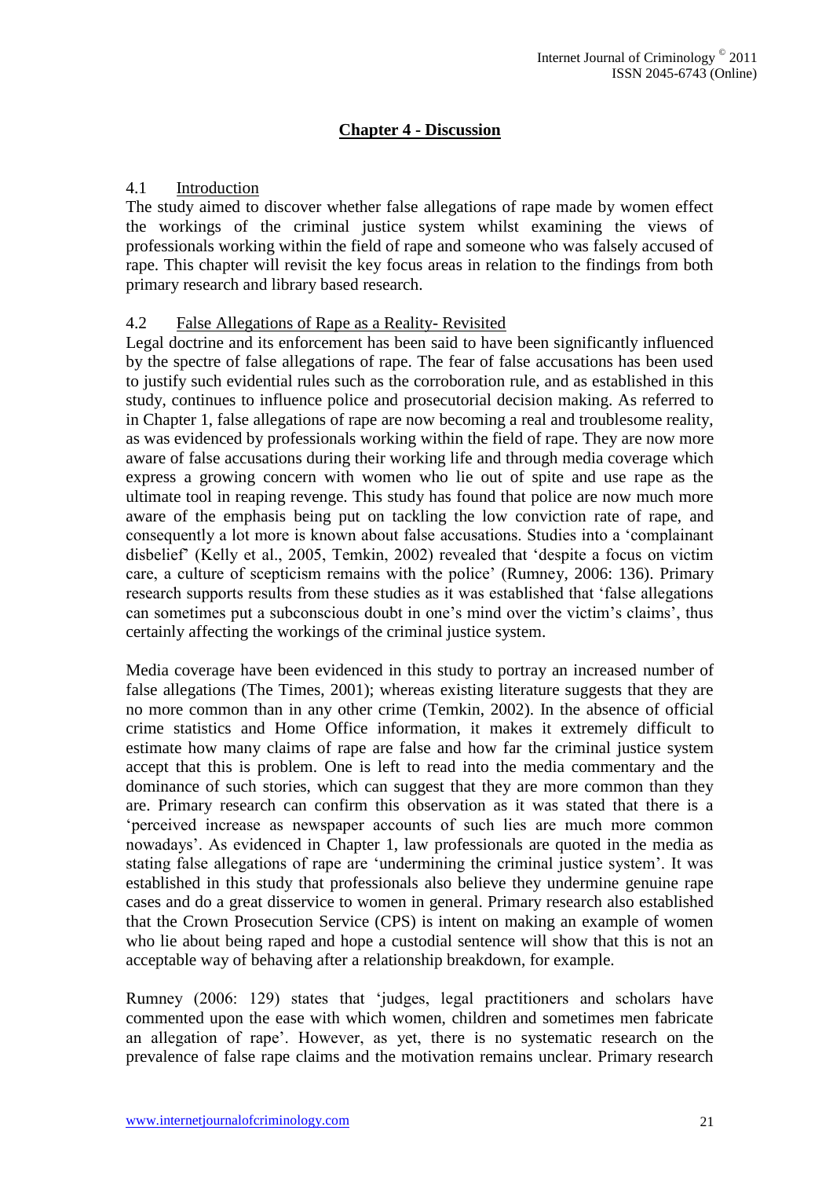## Chapter 4 - Discussion

### 4.1 Introduction

The study aimed to discover whether false allegations of rape made by women effect the workings of the criminal justice system whilst examining the views of professionals working within the field of rape and someone who was falsely accused of rape. This chapter will revisit the key focus areas in relation to the findings from both primary research and library based research.

### 4.2 False Allegations of Rape as a Reality- Revisited

Legal doctrine and its enforcement has been said to have been significantly influenced by the spectre of false allegations of rape. The fear of false accusations has been used to justify such evidential rules such as the corroboration rule, and as established in this study, continues to influence police and prosecutorial decision making. As referred to in Chapter 1, false allegations of rape are now becoming a real and troublesome reality, as was evidenced by professionals working within the field of rape. They are now more aware of false accusations during their working life and through media coverage which express a growing concern with women who lie out of spite and use rape as the ultimate tool in reaping revenge. This study has found that police are now much more aware of the emphasis being put on tackling the low conviction rate of rape, and consequently a lot more is known about false accusations. Studies into a 'complainant disbelief' (Kelly et al., 2005, Temkin, 2002) revealed that 'despite a focus on victim care, a culture of scepticism remains with the police' (Rumney, 2006: 136). Primary research supports results from these studies as it was established that 'false allegations can sometimes put a subconscious doubt in one's mind over the victim's claims', thus certainly affecting the workings of the criminal justice system.

Media coverage have been evidenced in this study to portray an increased number of false allegations (The Times, 2001); whereas existing literature suggests that they are no more common than in any other crime (Temkin, 2002). In the absence of official crime statistics and Home Office information, it makes it extremely difficult to estimate how many claims of rape are false and how far the criminal justice system accept that this is problem. One is left to read into the media commentary and the dominance of such stories, which can suggest that they are more common than they are. Primary research can confirm this observation as it was stated that there is a 'perceived increase as newspaper accounts of such lies are much more common nowadays'. As evidenced in Chapter 1, law professionals are quoted in the media as stating false allegations of rape are 'undermining the criminal justice system'. It was established in this study that professionals also believe they undermine genuine rape cases and do a great disservice to women in general. Primary research also established that the Crown Prosecution Service (CPS) is intent on making an example of women who lie about being raped and hope a custodial sentence will show that this is not an acceptable way of behaving after a relationship breakdown, for example.

Rumney (2006: 129) states that 'judges, legal practitioners and scholars have commented upon the ease with which women, children and sometimes men fabricate an allegation of rape'. However, as yet, there is no systematic research on the prevalence of false rape claims and the motivation remains unclear. Primary research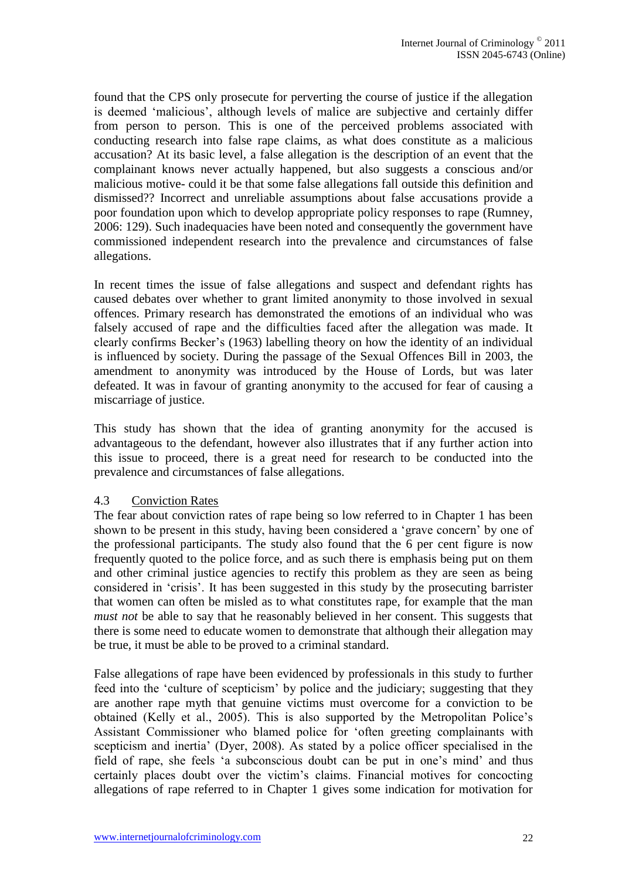found that the CPS only prosecute for perverting the course of justice if the allegation is deemed 'malicious', although levels of malice are subjective and certainly differ from person to person. This is one of the perceived problems associated with conducting research into false rape claims, as what does constitute as a malicious accusation? At its basic level, a false allegation is the description of an event that the complainant knows never actually happened, but also suggests a conscious and/or malicious motive- could it be that some false allegations fall outside this definition and dismissed?? Incorrect and unreliable assumptions about false accusations provide a poor foundation upon which to develop appropriate policy responses to rape (Rumney, 2006: 129). Such inadequacies have been noted and consequently the government have commissioned independent research into the prevalence and circumstances of false allegations.

In recent times the issue of false allegations and suspect and defendant rights has caused debates over whether to grant limited anonymity to those involved in sexual offences. Primary research has demonstrated the emotions of an individual who was falsely accused of rape and the difficulties faced after the allegation was made. It clearly confirms Becker's (1963) labelling theory on how the identity of an individual is influenced by society. During the passage of the Sexual Offences Bill in 2003, the amendment to anonymity was introduced by the House of Lords, but was later defeated. It was in favour of granting anonymity to the accused for fear of causing a miscarriage of justice.

This study has shown that the idea of granting anonymity for the accused is advantageous to the defendant, however also illustrates that if any further action into this issue to proceed, there is a great need for research to be conducted into the prevalence and circumstances of false allegations.

### 4.3 Conviction Rates

The fear about conviction rates of rape being so low referred to in Chapter 1 has been shown to be present in this study, having been considered a 'grave concern' by one of the professional participants. The study also found that the 6 per cent figure is now frequently quoted to the police force, and as such there is emphasis being put on them and other criminal justice agencies to rectify this problem as they are seen as being considered in 'crisis'. It has been suggested in this study by the prosecuting barrister that women can often be misled as to what constitutes rape, for example that the man *must not* be able to say that he reasonably believed in her consent. This suggests that there is some need to educate women to demonstrate that although their allegation may be true, it must be able to be proved to a criminal standard.

False allegations of rape have been evidenced by professionals in this study to further feed into the 'culture of scepticism' by police and the judiciary; suggesting that they are another rape myth that genuine victims must overcome for a conviction to be obtained (Kelly et al., 2005). This is also supported by the Metropolitan Police's Assistant Commissioner who blamed police for 'often greeting complainants with scepticism and inertia' (Dyer, 2008). As stated by a police officer specialised in the field of rape, she feels 'a subconscious doubt can be put in one's mind' and thus certainly places doubt over the victim's claims. Financial motives for concocting allegations of rape referred to in Chapter 1 gives some indication for motivation for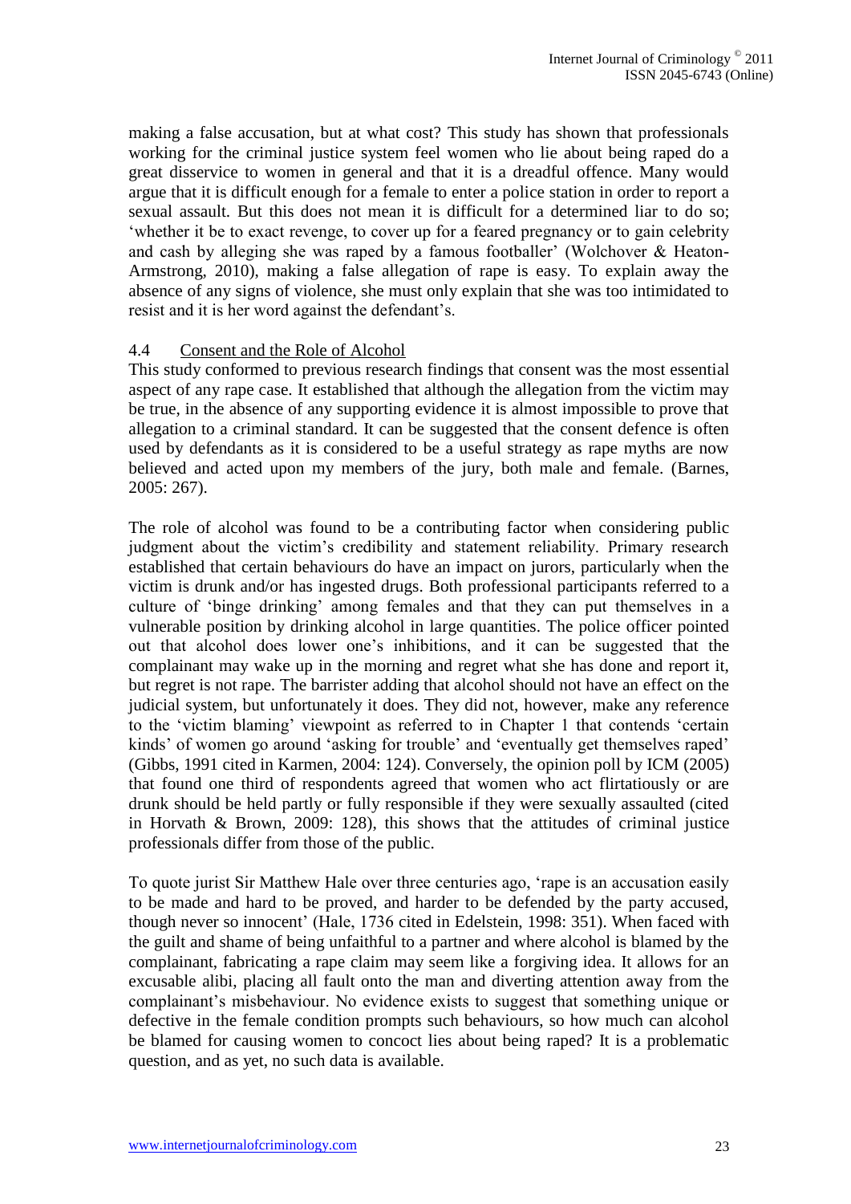making a false accusation, but at what cost? This study has shown that professionals working for the criminal justice system feel women who lie about being raped do a great disservice to women in general and that it is a dreadful offence. Many would argue that it is difficult enough for a female to enter a police station in order to report a sexual assault. But this does not mean it is difficult for a determined liar to do so; 'whether it be to exact revenge, to cover up for a feared pregnancy or to gain celebrity and cash by alleging she was raped by a famous footballer' (Wolchover & Heaton-Armstrong, 2010), making a false allegation of rape is easy. To explain away the absence of any signs of violence, she must only explain that she was too intimidated to resist and it is her word against the defendant's.

### 4.4 Consent and the Role of Alcohol

This study conformed to previous research findings that consent was the most essential aspect of any rape case. It established that although the allegation from the victim may be true, in the absence of any supporting evidence it is almost impossible to prove that allegation to a criminal standard. It can be suggested that the consent defence is often used by defendants as it is considered to be a useful strategy as rape myths are now believed and acted upon my members of the jury, both male and female. (Barnes, 2005: 267).

The role of alcohol was found to be a contributing factor when considering public judgment about the victim's credibility and statement reliability. Primary research established that certain behaviours do have an impact on jurors, particularly when the victim is drunk and/or has ingested drugs. Both professional participants referred to a culture of 'binge drinking' among females and that they can put themselves in a vulnerable position by drinking alcohol in large quantities. The police officer pointed out that alcohol does lower one's inhibitions, and it can be suggested that the complainant may wake up in the morning and regret what she has done and report it, but regret is not rape. The barrister adding that alcohol should not have an effect on the judicial system, but unfortunately it does. They did not, however, make any reference to the 'victim blaming' viewpoint as referred to in Chapter 1 that contends 'certain kinds' of women go around 'asking for trouble' and 'eventually get themselves raped' (Gibbs, 1991 cited in Karmen, 2004: 124). Conversely, the opinion poll by ICM (2005) that found one third of respondents agreed that women who act flirtatiously or are drunk should be held partly or fully responsible if they were sexually assaulted (cited in Horvath & Brown, 2009: 128), this shows that the attitudes of criminal justice professionals differ from those of the public.

To quote jurist Sir Matthew Hale over three centuries ago, 'rape is an accusation easily to be made and hard to be proved, and harder to be defended by the party accused, though never so innocent' (Hale, 1736 cited in Edelstein, 1998: 351). When faced with the guilt and shame of being unfaithful to a partner and where alcohol is blamed by the complainant, fabricating a rape claim may seem like a forgiving idea. It allows for an excusable alibi, placing all fault onto the man and diverting attention away from the complainant's misbehaviour. No evidence exists to suggest that something unique or defective in the female condition prompts such behaviours, so how much can alcohol be blamed for causing women to concoct lies about being raped? It is a problematic question, and as yet, no such data is available.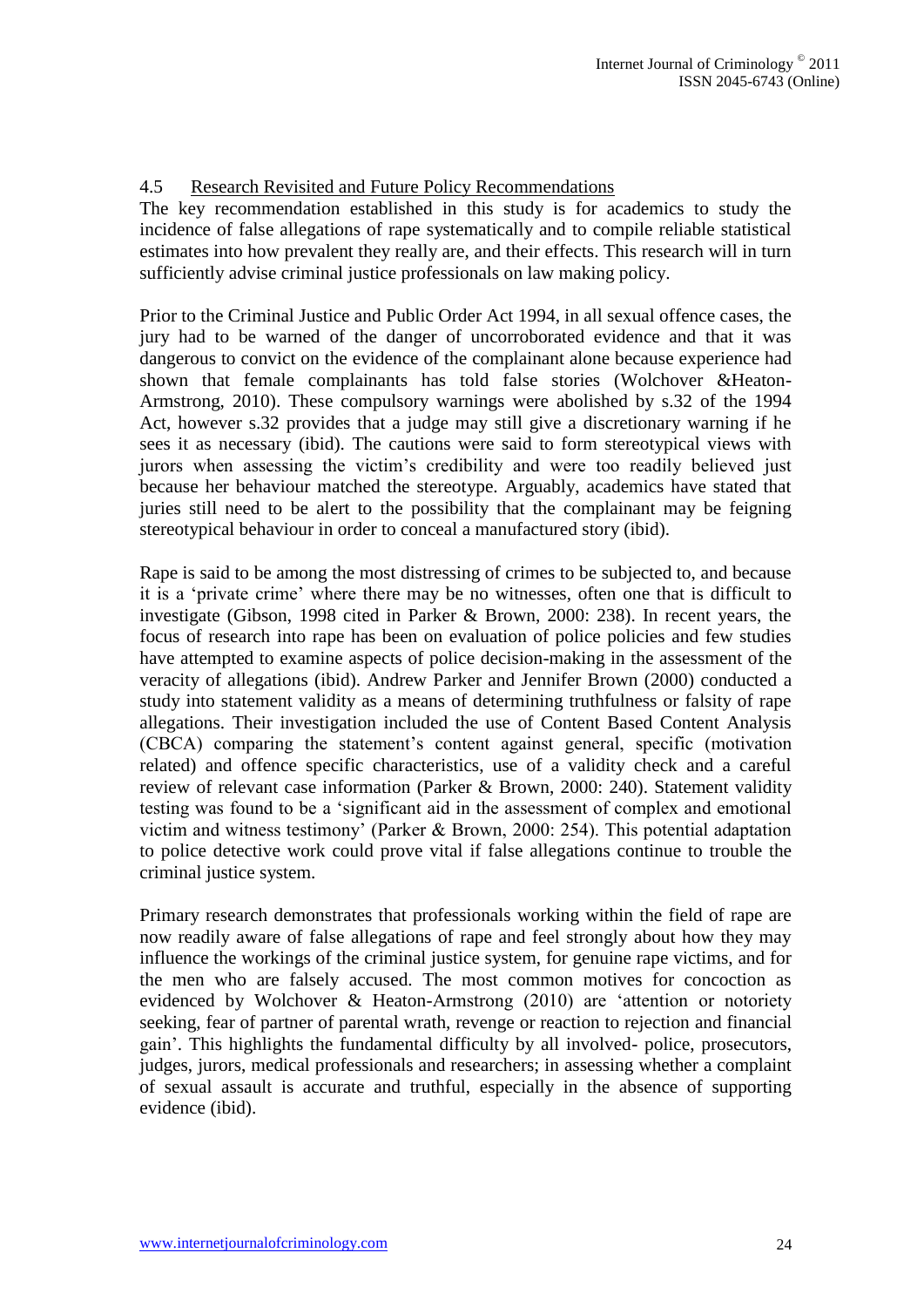## 4.5 Research Revisited and Future Policy Recommendations

The key recommendation established in this study is for academics to study the incidence of false allegations of rape systematically and to compile reliable statistical estimates into how prevalent they really are, and their effects. This research will in turn sufficiently advise criminal justice professionals on law making policy.

Prior to the Criminal Justice and Public Order Act 1994, in all sexual offence cases, the jury had to be warned of the danger of uncorroborated evidence and that it was dangerous to convict on the evidence of the complainant alone because experience had shown that female complainants has told false stories (Wolchover &Heaton-Armstrong, 2010). These compulsory warnings were abolished by s.32 of the 1994 Act, however s.32 provides that a judge may still give a discretionary warning if he sees it as necessary (ibid). The cautions were said to form stereotypical views with jurors when assessing the victim's credibility and were too readily believed just because her behaviour matched the stereotype. Arguably, academics have stated that juries still need to be alert to the possibility that the complainant may be feigning stereotypical behaviour in order to conceal a manufactured story (ibid).

Rape is said to be among the most distressing of crimes to be subjected to, and because it is a 'private crime' where there may be no witnesses, often one that is difficult to investigate (Gibson, 1998 cited in Parker & Brown, 2000: 238). In recent years, the focus of research into rape has been on evaluation of police policies and few studies have attempted to examine aspects of police decision-making in the assessment of the veracity of allegations (ibid). Andrew Parker and Jennifer Brown (2000) conducted a study into statement validity as a means of determining truthfulness or falsity of rape allegations. Their investigation included the use of Content Based Content Analysis (CBCA) comparing the statement's content against general, specific (motivation related) and offence specific characteristics, use of a validity check and a careful review of relevant case information (Parker & Brown, 2000: 240). Statement validity testing was found to be a 'significant aid in the assessment of complex and emotional victim and witness testimony' (Parker & Brown, 2000: 254). This potential adaptation to police detective work could prove vital if false allegations continue to trouble the criminal justice system.

Primary research demonstrates that professionals working within the field of rape are now readily aware of false allegations of rape and feel strongly about how they may influence the workings of the criminal justice system, for genuine rape victims, and for the men who are falsely accused. The most common motives for concoction as evidenced by Wolchover & Heaton-Armstrong (2010) are 'attention or notoriety seeking, fear of partner of parental wrath, revenge or reaction to rejection and financial gain'. This highlights the fundamental difficulty by all involved- police, prosecutors, judges, jurors, medical professionals and researchers; in assessing whether a complaint of sexual assault is accurate and truthful, especially in the absence of supporting evidence (ibid).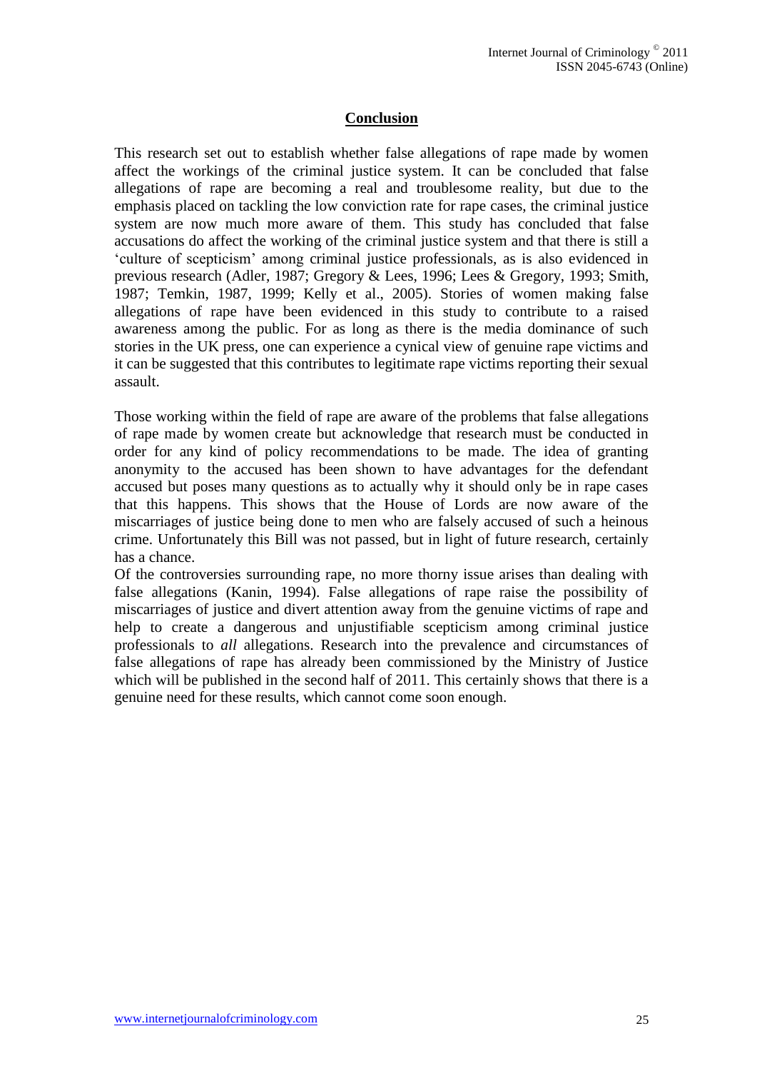## Conclusion

This research set out to establish whether false allegations of rape made by women affect the workings of the criminal justice system. It can be concluded that false allegations of rape are becoming a real and troublesome reality, but due to the emphasis placed on tackling the low conviction rate for rape cases, the criminal justice system are now much more aware of them. This study has concluded that false accusations do affect the working of the criminal justice system and that there is still a 'culture of scepticism' among criminal justice professionals, as is also evidenced in previous research (Adler, 1987; Gregory & Lees, 1996; Lees & Gregory, 1993; Smith, 1987; Temkin, 1987, 1999; Kelly et al., 2005). Stories of women making false allegations of rape have been evidenced in this study to contribute to a raised awareness among the public. For as long as there is the media dominance of such stories in the UK press, one can experience a cynical view of genuine rape victims and it can be suggested that this contributes to legitimate rape victims reporting their sexual assault.

Those working within the field of rape are aware of the problems that false allegations of rape made by women create but acknowledge that research must be conducted in order for any kind of policy recommendations to be made. The idea of granting anonymity to the accused has been shown to have advantages for the defendant accused but poses many questions as to actually why it should only be in rape cases that this happens. This shows that the House of Lords are now aware of the miscarriages of justice being done to men who are falsely accused of such a heinous crime. Unfortunately this Bill was not passed, but in light of future research, certainly has a chance.

Of the controversies surrounding rape, no more thorny issue arises than dealing with false allegations (Kanin, 1994). False allegations of rape raise the possibility of miscarriages of justice and divert attention away from the genuine victims of rape and help to create a dangerous and unjustifiable scepticism among criminal justice professionals to *all* allegations. Research into the prevalence and circumstances of false allegations of rape has already been commissioned by the Ministry of Justice which will be published in the second half of 2011. This certainly shows that there is a genuine need for these results, which cannot come soon enough.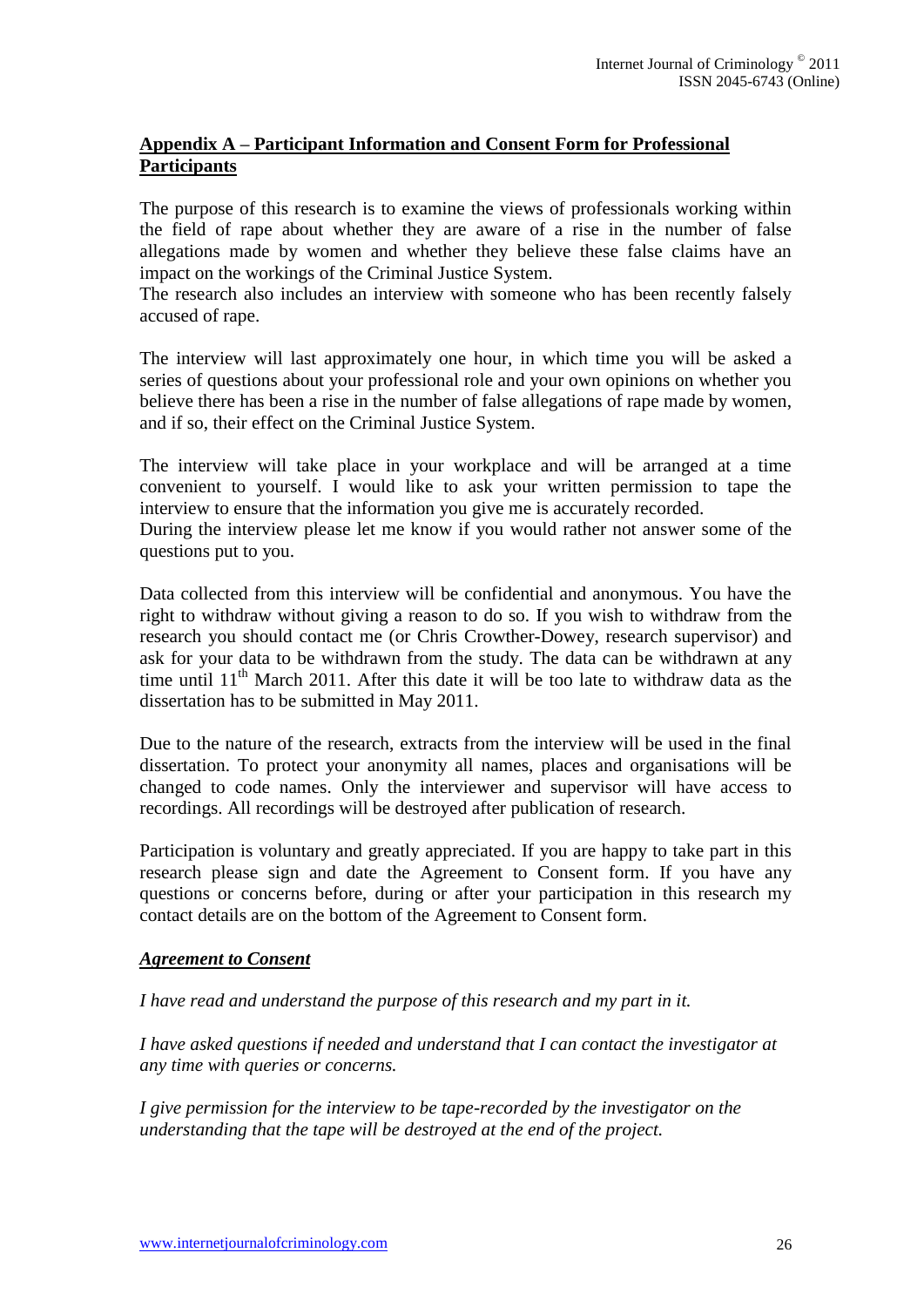## Appendix A – Participant Information and Consent Form for Professional Participants

The purpose of this research is to examine the views of professionals working within the field of rape about whether they are aware of a rise in the number of false allegations made by women and whether they believe these false claims have an impact on the workings of the Criminal Justice System.

The research also includes an interview with someone who has been recently falsely accused of rape.

The interview will last approximately one hour, in which time you will be asked a series of questions about your professional role and your own opinions on whether you believe there has been a rise in the number of false allegations of rape made by women, and if so, their effect on the Criminal Justice System.

The interview will take place in your workplace and will be arranged at a time convenient to yourself. I would like to ask your written permission to tape the interview to ensure that the information you give me is accurately recorded.

During the interview please let me know if you would rather not answer some of the questions put to you.

Data collected from this interview will be confidential and anonymous. You have the right to withdraw without giving a reason to do so. If you wish to withdraw from the research you should contact me (or Chris Crowther-Dowey, research supervisor) and ask for your data to be withdrawn from the study. The data can be withdrawn at any time until 11th March 2011. After this date it will be too late to withdraw data as the dissertation has to be submitted in May 2011.

Due to the nature of the research, extracts from the interview will be used in the final dissertation. To protect your anonymity all names, places and organisations will be changed to code names. Only the interviewer and supervisor will have access to recordings. All recordings will be destroyed after publication of research.

Participation is voluntary and greatly appreciated. If you are happy to take part in this research please sign and date the Agreement to Consent form. If you have any questions or concerns before, during or after your participation in this research my contact details are on the bottom of the Agreement to Consent form.

### ***Agreement to Consent***

*I have read and understand the purpose of this research and my part in it.*

*I have asked questions if needed and understand that I can contact the investigator at any time with queries or concerns.*

*I give permission for the interview to be tape-recorded by the investigator on the understanding that the tape will be destroyed at the end of the project.*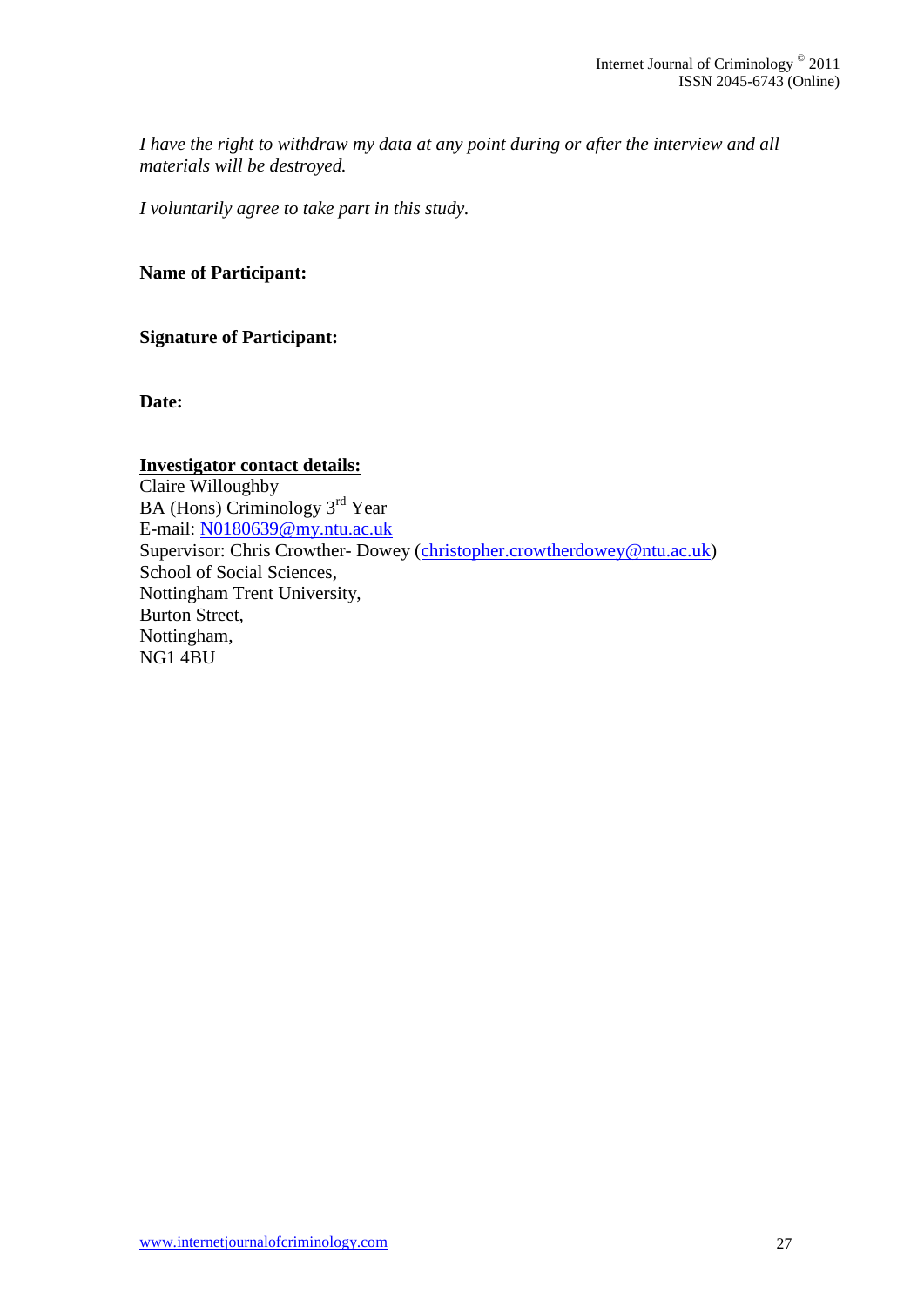*I have the right to withdraw my data at any point during or after the interview and all materials will be destroyed.*

*I voluntarily agree to take part in this study.*

**Name of Participant:**

**Signature of Participant:**

**Date:**

**Investigator contact details:**
Claire Willoughby
BA (Hons) Criminology 3rd Year
E-mail: N0180639@my.ntu.ac.uk
Supervisor: Chris Crowther- Dowey (christopher.crowtherdowey@ntu.ac.uk)
School of Social Sciences,
Nottingham Trent University,
Burton Street,
Nottingham,
NG1 4BU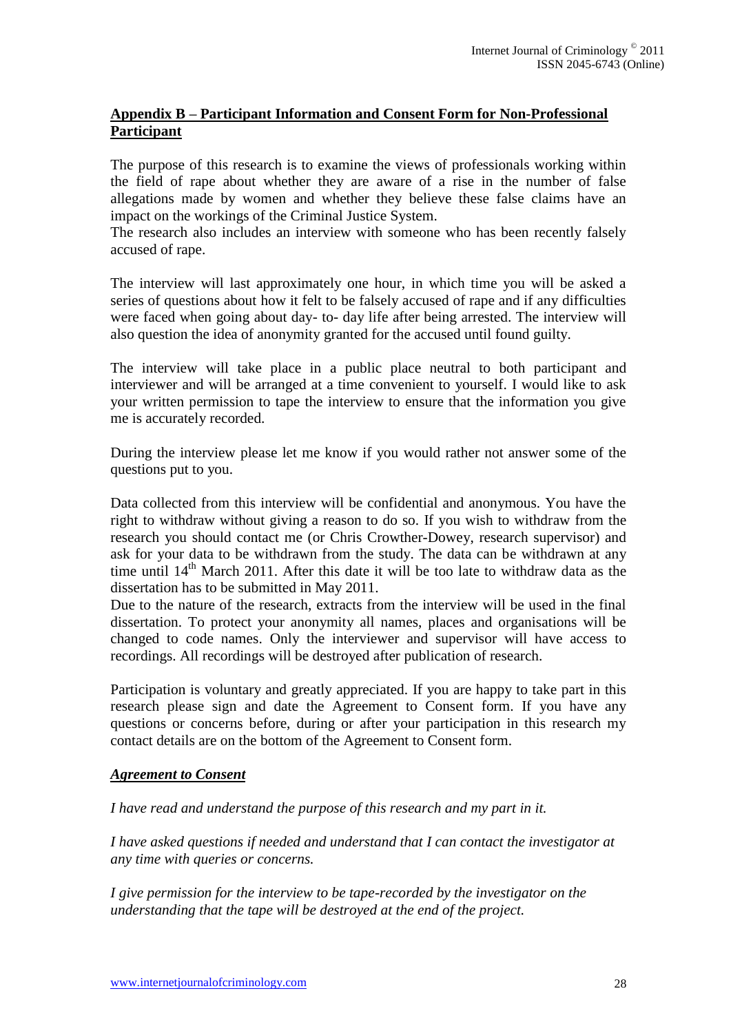## **Appendix B – Participant Information and Consent Form for Non-Professional Participant**

The purpose of this research is to examine the views of professionals working within the field of rape about whether they are aware of a rise in the number of false allegations made by women and whether they believe these false claims have an impact on the workings of the Criminal Justice System.
The research also includes an interview with someone who has been recently falsely accused of rape.

The interview will last approximately one hour, in which time you will be asked a series of questions about how it felt to be falsely accused of rape and if any difficulties were faced when going about day- to- day life after being arrested. The interview will also question the idea of anonymity granted for the accused until found guilty.

The interview will take place in a public place neutral to both participant and interviewer and will be arranged at a time convenient to yourself. I would like to ask your written permission to tape the interview to ensure that the information you give me is accurately recorded.

During the interview please let me know if you would rather not answer some of the questions put to you.

Data collected from this interview will be confidential and anonymous. You have the right to withdraw without giving a reason to do so. If you wish to withdraw from the research you should contact me (or Chris Crowther-Dowey, research supervisor) and ask for your data to be withdrawn from the study. The data can be withdrawn at any time until 14th March 2011. After this date it will be too late to withdraw data as the dissertation has to be submitted in May 2011.
Due to the nature of the research, extracts from the interview will be used in the final dissertation. To protect your anonymity all names, places and organisations will be changed to code names. Only the interviewer and supervisor will have access to recordings. All recordings will be destroyed after publication of research.

Participation is voluntary and greatly appreciated. If you are happy to take part in this research please sign and date the Agreement to Consent form. If you have any questions or concerns before, during or after your participation in this research my contact details are on the bottom of the Agreement to Consent form.

***Agreement to Consent***

*I have read and understand the purpose of this research and my part in it.*

*I have asked questions if needed and understand that I can contact the investigator at any time with queries or concerns.*

*I give permission for the interview to be tape-recorded by the investigator on the understanding that the tape will be destroyed at the end of the project.*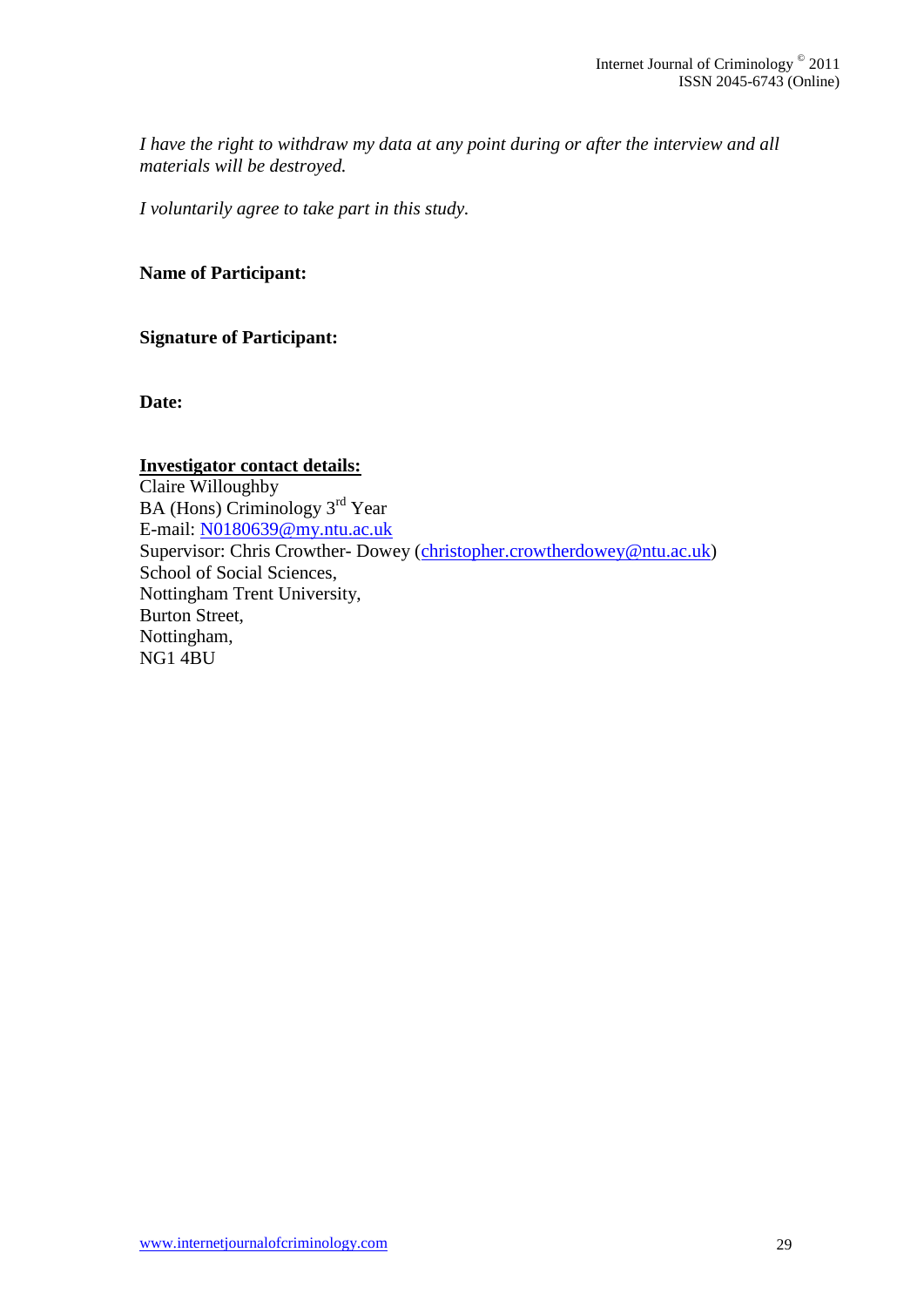*I have the right to withdraw my data at any point during or after the interview and all materials will be destroyed.*

*I voluntarily agree to take part in this study.*

**Name of Participant:**

**Signature of Participant:**

**Date:**

**Investigator contact details:**
Claire Willoughby
BA (Hons) Criminology 3rd Year
E-mail: N0180639@my.ntu.ac.uk
Supervisor: Chris Crowther- Dowey (christopher.crowtherdowey@ntu.ac.uk)
School of Social Sciences,
Nottingham Trent University,
Burton Street,
Nottingham,
NG1 4BU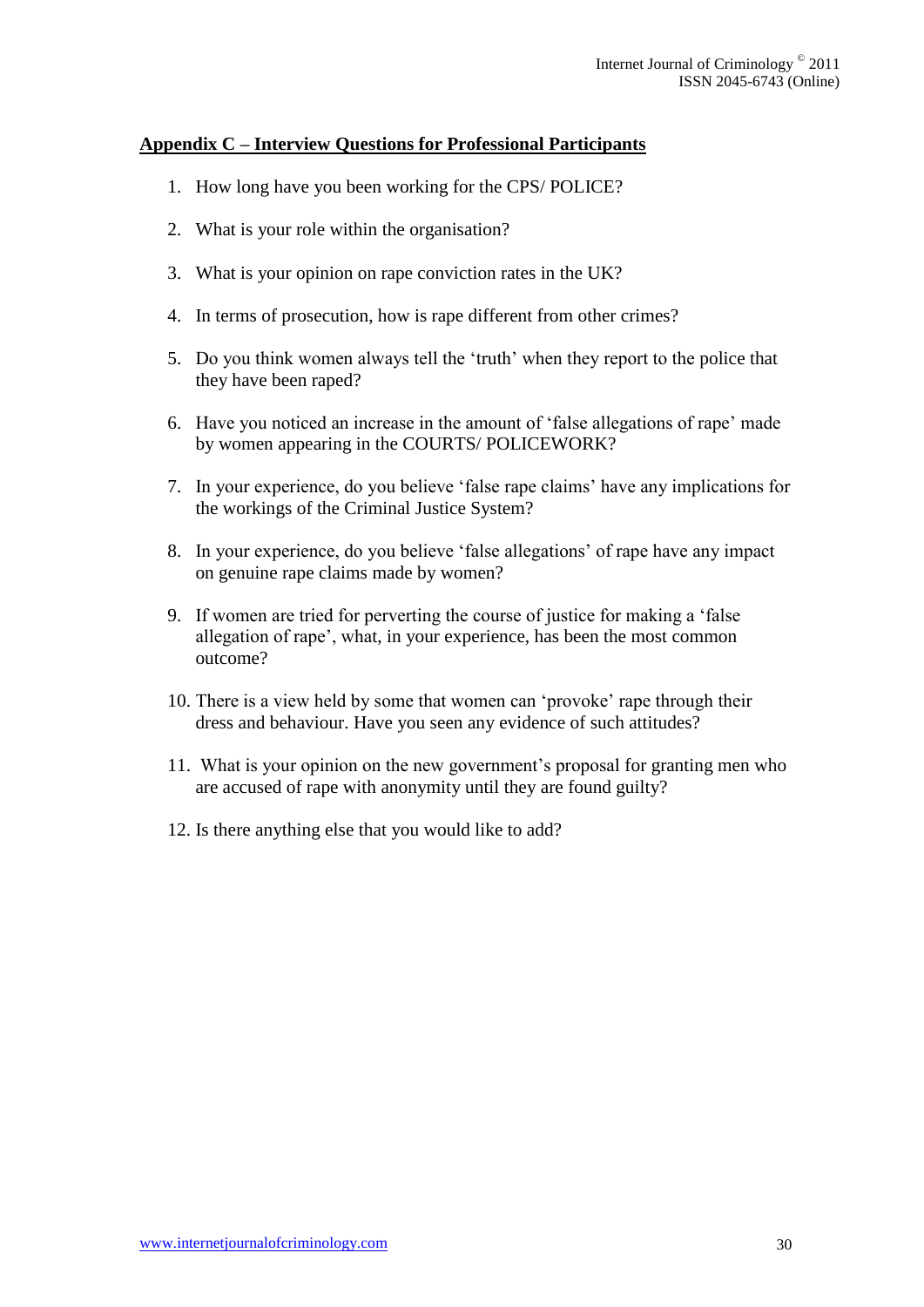## Appendix C – Interview Questions for Professional Participants

1. How long have you been working for the CPS/ POLICE?
2. What is your role within the organisation?
3. What is your opinion on rape conviction rates in the UK?
4. In terms of prosecution, how is rape different from other crimes?
5. Do you think women always tell the 'truth' when they report to the police that they have been raped?
6. Have you noticed an increase in the amount of 'false allegations of rape' made by women appearing in the COURTS/ POLICEWORK?
7. In your experience, do you believe 'false rape claims' have any implications for the workings of the Criminal Justice System?
8. In your experience, do you believe 'false allegations' of rape have any impact on genuine rape claims made by women?
9. If women are tried for perverting the course of justice for making a 'false allegation of rape', what, in your experience, has been the most common outcome?
10. There is a view held by some that women can 'provoke' rape through their dress and behaviour. Have you seen any evidence of such attitudes?
11. What is your opinion on the new government's proposal for granting men who are accused of rape with anonymity until they are found guilty?
12. Is there anything else that you would like to add?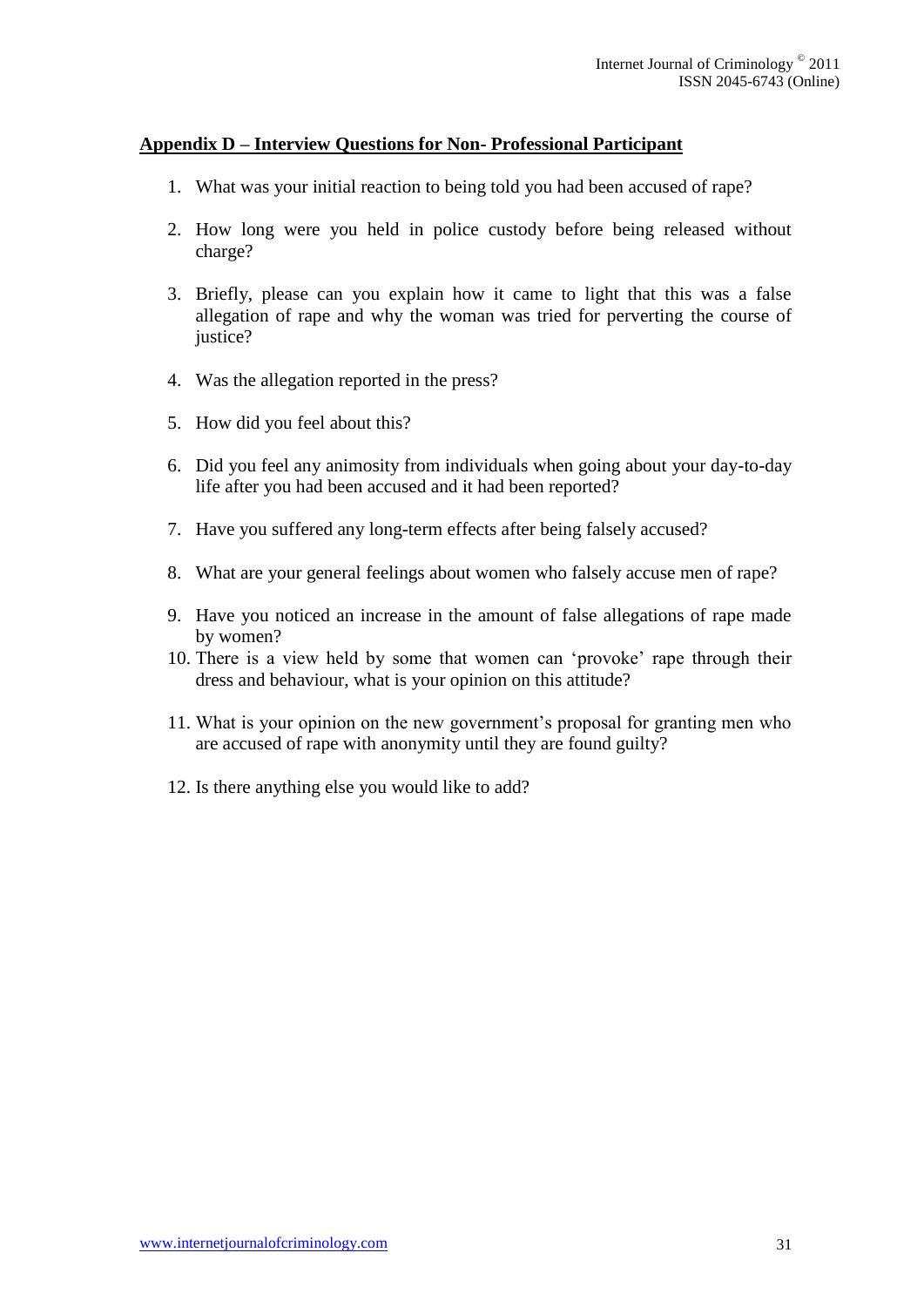## Appendix D – Interview Questions for Non- Professional Participant

1. What was your initial reaction to being told you had been accused of rape?
2. How long were you held in police custody before being released without charge?
3. Briefly, please can you explain how it came to light that this was a false allegation of rape and why the woman was tried for perverting the course of justice?
4. Was the allegation reported in the press?
5. How did you feel about this?
6. Did you feel any animosity from individuals when going about your day-to-day life after you had been accused and it had been reported?
7. Have you suffered any long-term effects after being falsely accused?
8. What are your general feelings about women who falsely accuse men of rape?
9. Have you noticed an increase in the amount of false allegations of rape made by women?
10. There is a view held by some that women can 'provoke' rape through their dress and behaviour, what is your opinion on this attitude?
11. What is your opinion on the new government's proposal for granting men who are accused of rape with anonymity until they are found guilty?
12. Is there anything else you would like to add?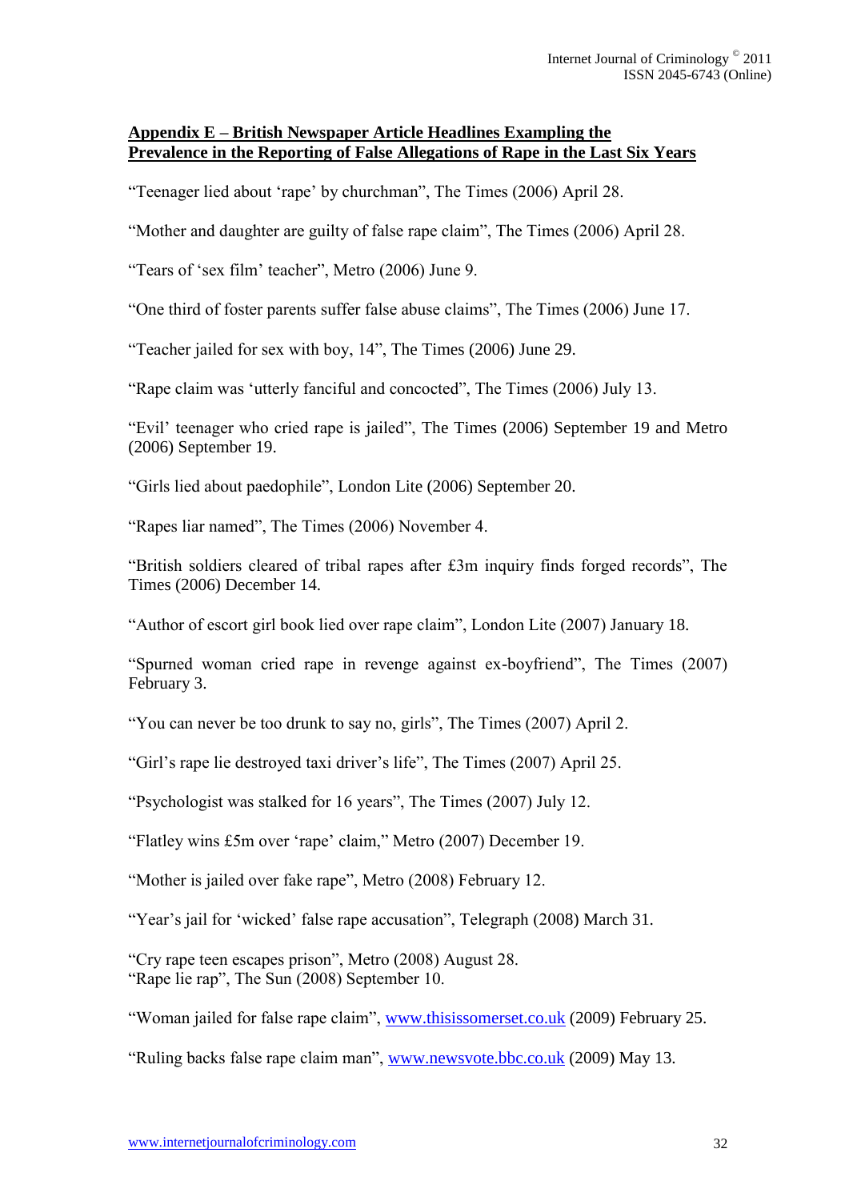**Appendix E – British Newspaper Article Headlines Exampling the Prevalence in the Reporting of False Allegations of Rape in the Last Six Years**

"Teenager lied about 'rape' by churchman", The Times (2006) April 28.

"Mother and daughter are guilty of false rape claim", The Times (2006) April 28.

"Tears of 'sex film' teacher", Metro (2006) June 9.

"One third of foster parents suffer false abuse claims", The Times (2006) June 17.

"Teacher jailed for sex with boy, 14", The Times (2006) June 29.

"Rape claim was 'utterly fanciful and concocted", The Times (2006) July 13.

"Evil' teenager who cried rape is jailed", The Times (2006) September 19 and Metro (2006) September 19.

"Girls lied about paedophile", London Lite (2006) September 20.

"Rapes liar named", The Times (2006) November 4.

"British soldiers cleared of tribal rapes after £3m inquiry finds forged records", The Times (2006) December 14.

"Author of escort girl book lied over rape claim", London Lite (2007) January 18.

"Spurned woman cried rape in revenge against ex-boyfriend", The Times (2007) February 3.

"You can never be too drunk to say no, girls", The Times (2007) April 2.

"Girl's rape lie destroyed taxi driver's life", The Times (2007) April 25.

"Psychologist was stalked for 16 years", The Times (2007) July 12.

"Flatley wins £5m over 'rape' claim," Metro (2007) December 19.

"Mother is jailed over fake rape", Metro (2008) February 12.

"Year's jail for 'wicked' false rape accusation", Telegraph (2008) March 31.

"Cry rape teen escapes prison", Metro (2008) August 28.
"Rape lie rap", The Sun (2008) September 10.

"Woman jailed for false rape claim", www.thisissomerset.co.uk (2009) February 25.

"Ruling backs false rape claim man", www.newsvote.bbc.co.uk (2009) May 13.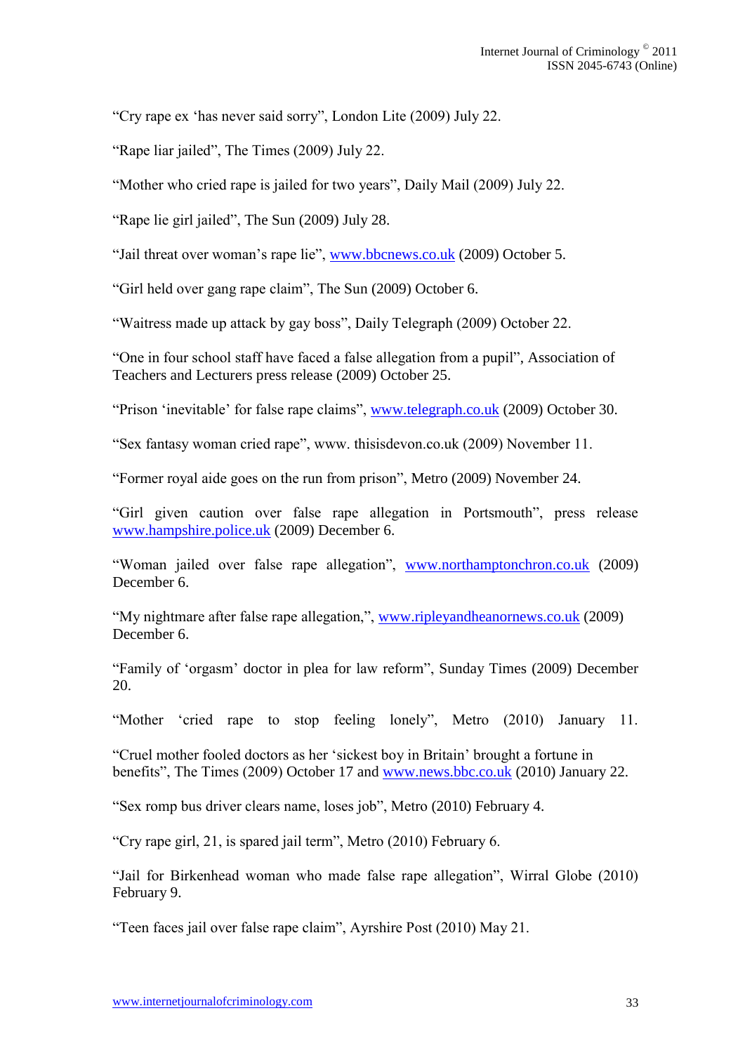"Cry rape ex 'has never said sorry", London Lite (2009) July 22.

"Rape liar jailed", The Times (2009) July 22.

"Mother who cried rape is jailed for two years", Daily Mail (2009) July 22.

"Rape lie girl jailed", The Sun (2009) July 28.

"Jail threat over woman's rape lie", www.bbcnews.co.uk (2009) October 5.

"Girl held over gang rape claim", The Sun (2009) October 6.

"Waitress made up attack by gay boss", Daily Telegraph (2009) October 22.

"One in four school staff have faced a false allegation from a pupil", Association of Teachers and Lecturers press release (2009) October 25.

"Prison 'inevitable' for false rape claims", www.telegraph.co.uk (2009) October 30.

"Sex fantasy woman cried rape", www. thisisdevon.co.uk (2009) November 11.

"Former royal aide goes on the run from prison", Metro (2009) November 24.

"Girl given caution over false rape allegation in Portsmouth", press release www.hampshire.police.uk (2009) December 6.

"Woman jailed over false rape allegation", www.northamptonchron.co.uk (2009) December 6.

"My nightmare after false rape allegation,", www.ripleyandheanornews.co.uk (2009) December 6.

"Family of 'orgasm' doctor in plea for law reform", Sunday Times (2009) December 20.

"Mother 'cried rape to stop feeling lonely", Metro (2010) January 11.

"Cruel mother fooled doctors as her 'sickest boy in Britain' brought a fortune in benefits", The Times (2009) October 17 and www.news.bbc.co.uk (2010) January 22.

"Sex romp bus driver clears name, loses job", Metro (2010) February 4.

"Cry rape girl, 21, is spared jail term", Metro (2010) February 6.

"Jail for Birkenhead woman who made false rape allegation", Wirral Globe (2010) February 9.

"Teen faces jail over false rape claim", Ayrshire Post (2010) May 21.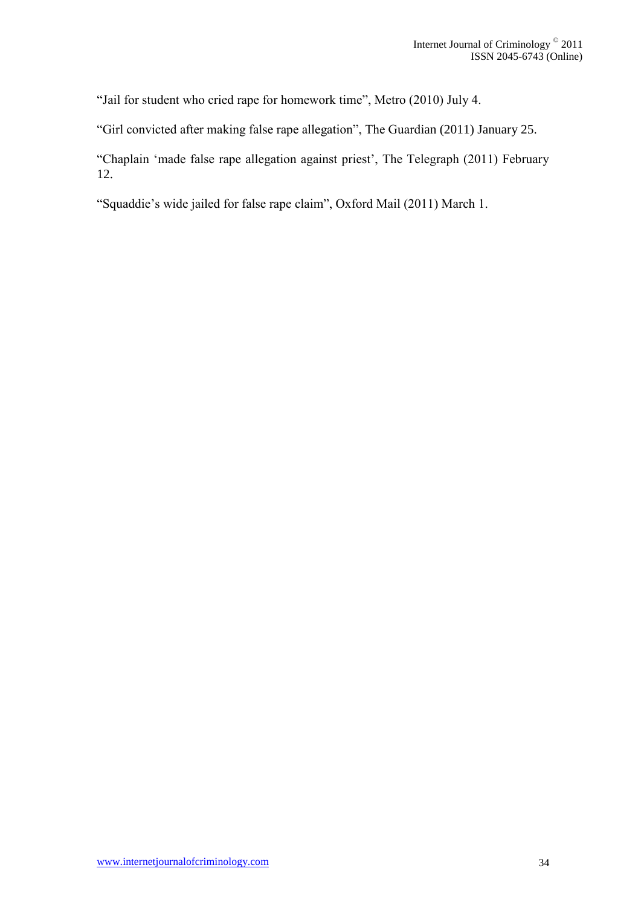"Jail for student who cried rape for homework time", Metro (2010) July 4.

"Girl convicted after making false rape allegation", The Guardian (2011) January 25.

"Chaplain 'made false rape allegation against priest', The Telegraph (2011) February 12.

"Squaddie's wide jailed for false rape claim", Oxford Mail (2011) March 1.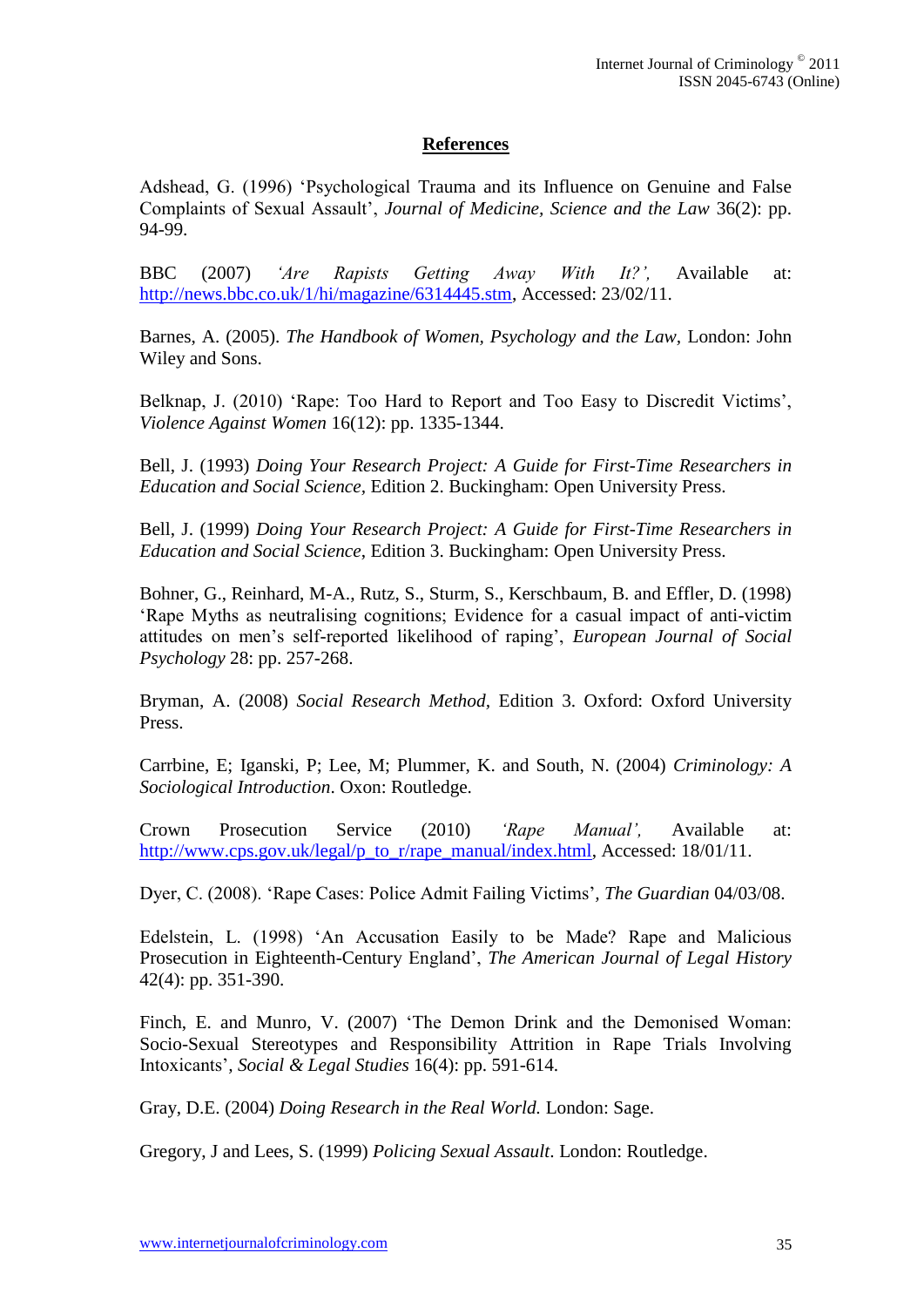## References

Adshead, G. (1996) 'Psychological Trauma and its Influence on Genuine and False Complaints of Sexual Assault', *Journal of Medicine, Science and the Law* 36(2): pp. 94-99.

BBC (2007) *'Are Rapists Getting Away With It?',* Available at: http://news.bbc.co.uk/1/hi/magazine/6314445.stm, Accessed: 23/02/11.

Barnes, A. (2005). *The Handbook of Women, Psychology and the Law*, London: John Wiley and Sons.

Belknap, J. (2010) 'Rape: Too Hard to Report and Too Easy to Discredit Victims', *Violence Against Women* 16(12): pp. 1335-1344.

Bell, J. (1993) *Doing Your Research Project: A Guide for First-Time Researchers in Education and Social Science,* Edition 2. Buckingham: Open University Press.

Bell, J. (1999) *Doing Your Research Project: A Guide for First-Time Researchers in Education and Social Science*, Edition 3. Buckingham: Open University Press.

Bohner, G., Reinhard, M-A., Rutz, S., Sturm, S., Kerschbaum, B. and Effler, D. (1998) 'Rape Myths as neutralising cognitions; Evidence for a casual impact of anti-victim attitudes on men's self-reported likelihood of raping', *European Journal of Social Psychology* 28: pp. 257-268.

Bryman, A. (2008) *Social Research Method*, Edition 3. Oxford: Oxford University Press.

Carrbine, E; Iganski, P; Lee, M; Plummer, K. and South, N. (2004) *Criminology: A Sociological Introduction*. Oxon: Routledge.

Crown Prosecution Service (2010) *'Rape Manual',* Available at: http://www.cps.gov.uk/legal/p_to_r/rape_manual/index.html, Accessed: 18/01/11.

Dyer, C. (2008). 'Rape Cases: Police Admit Failing Victims', *The Guardian* 04/03/08.

Edelstein, L. (1998) 'An Accusation Easily to be Made? Rape and Malicious Prosecution in Eighteenth-Century England', *The American Journal of Legal History* 42(4): pp. 351-390.

Finch, E. and Munro, V. (2007) 'The Demon Drink and the Demonised Woman: Socio-Sexual Stereotypes and Responsibility Attrition in Rape Trials Involving Intoxicants', *Social & Legal Studies* 16(4): pp. 591-614.

Gray, D.E. (2004) *Doing Research in the Real World.* London: Sage.

Gregory, J and Lees, S. (1999) *Policing Sexual Assault*. London: Routledge.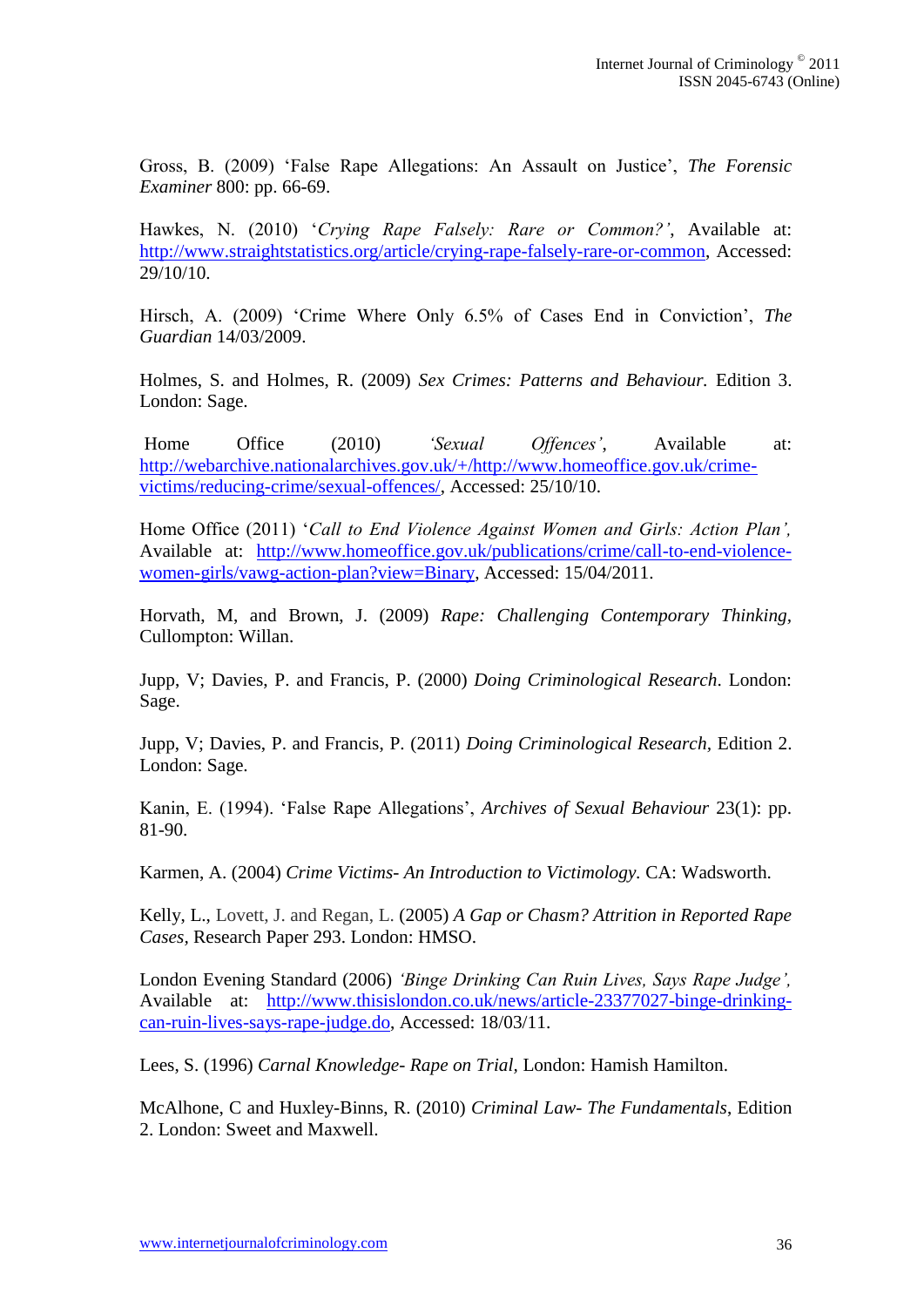Gross, B. (2009) 'False Rape Allegations: An Assault on Justice', *The Forensic Examiner* 800: pp. 66-69.

Hawkes, N. (2010) '*Crying Rape Falsely: Rare or Common?'*, Available at: http://www.straightstatistics.org/article/crying-rape-falsely-rare-or-common, Accessed: 29/10/10.

Hirsch, A. (2009) 'Crime Where Only 6.5% of Cases End in Conviction', *The Guardian* 14/03/2009.

Holmes, S. and Holmes, R. (2009) *Sex Crimes: Patterns and Behaviour.* Edition 3. London: Sage.

Home Office (2010) *'Sexual Offences'*, Available at: http://webarchive.nationalarchives.gov.uk/+/http://www.homeoffice.gov.uk/crime-victims/reducing-crime/sexual-offences/, Accessed: 25/10/10.

Home Office (2011) '*Call to End Violence Against Women and Girls: Action Plan'*, Available at: http://www.homeoffice.gov.uk/publications/crime/call-to-end-violence-women-girls/vawg-action-plan?view=Binary, Accessed: 15/04/2011.

Horvath, M, and Brown, J. (2009) *Rape: Challenging Contemporary Thinking*, Cullompton: Willan.

Jupp, V; Davies, P. and Francis, P. (2000) *Doing Criminological Research*. London: Sage.

Jupp, V; Davies, P. and Francis, P. (2011) *Doing Criminological Research*, Edition 2. London: Sage.

Kanin, E. (1994). 'False Rape Allegations', *Archives of Sexual Behaviour* 23(1): pp. 81-90.

Karmen, A. (2004) *Crime Victims- An Introduction to Victimology.* CA: Wadsworth.

Kelly, L., Lovett, J. and Regan, L. (2005) *A Gap or Chasm? Attrition in Reported Rape Cases*, Research Paper 293. London: HMSO.

London Evening Standard (2006) *'Binge Drinking Can Ruin Lives, Says Rape Judge'*, Available at: http://www.thisislondon.co.uk/news/article-23377027-binge-drinking-can-ruin-lives-says-rape-judge.do, Accessed: 18/03/11.

Lees, S. (1996) *Carnal Knowledge- Rape on Trial*, London: Hamish Hamilton.

McAlhone, C and Huxley-Binns, R. (2010) *Criminal Law- The Fundamentals*, Edition 2. London: Sweet and Maxwell.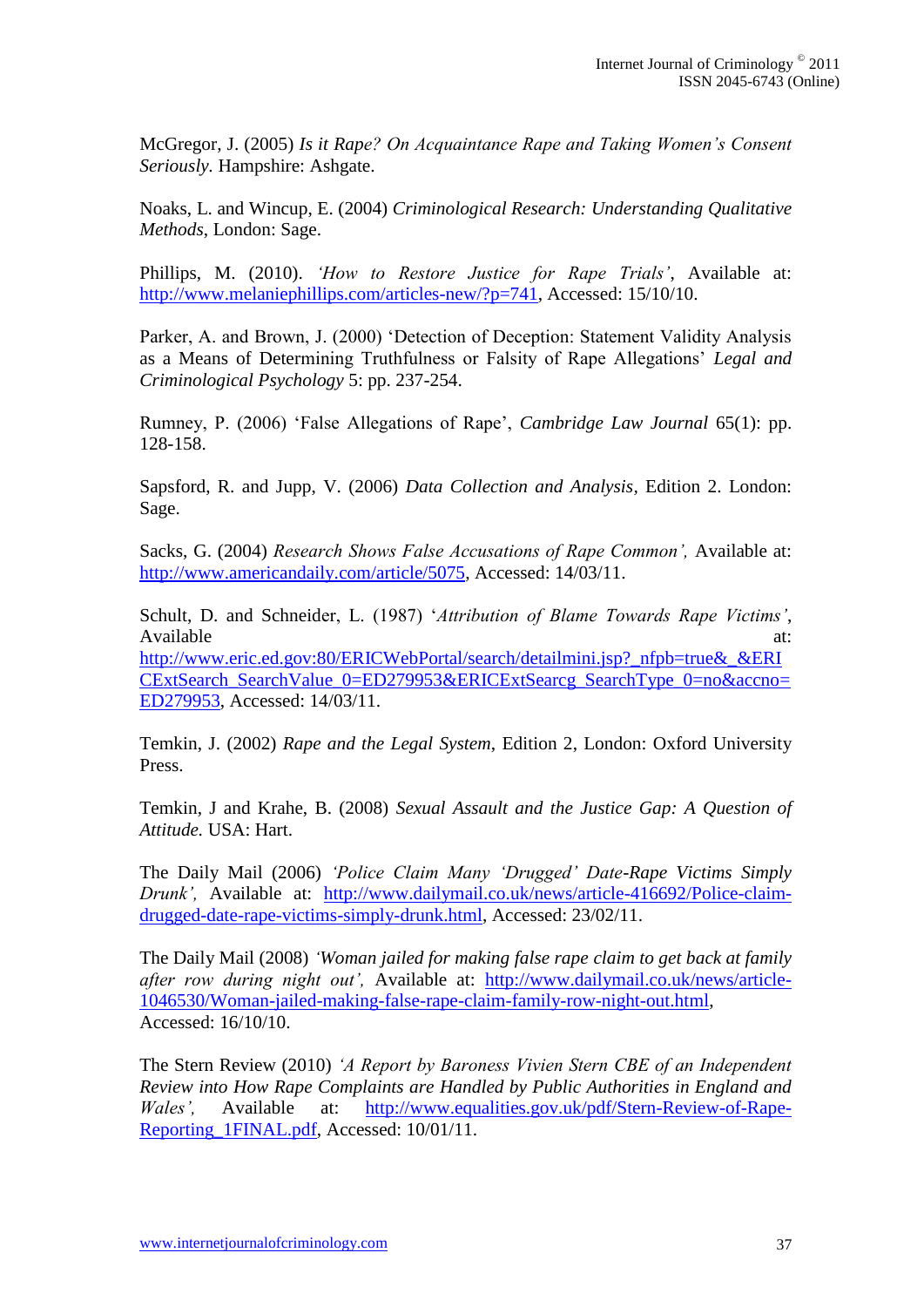McGregor, J. (2005) *Is it Rape? On Acquaintance Rape and Taking Women's Consent Seriously*. Hampshire: Ashgate.

Noaks, L. and Wincup, E. (2004) *Criminological Research: Understanding Qualitative Methods*, London: Sage.

Phillips, M. (2010). *'How to Restore Justice for Rape Trials'*, Available at: http://www.melaniephillips.com/articles-new/?p=741, Accessed: 15/10/10.

Parker, A. and Brown, J. (2000) 'Detection of Deception: Statement Validity Analysis as a Means of Determining Truthfulness or Falsity of Rape Allegations' *Legal and Criminological Psychology* 5: pp. 237-254.

Rumney, P. (2006) 'False Allegations of Rape', *Cambridge Law Journal* 65(1): pp. 128-158.

Sapsford, R. and Jupp, V. (2006) *Data Collection and Analysis*, Edition 2. London: Sage.

Sacks, G. (2004) *Research Shows False Accusations of Rape Common',* Available at: http://www.americandaily.com/article/5075, Accessed: 14/03/11.

Schult, D. and Schneider, L. (1987) '*Attribution of Blame Towards Rape Victims'*, Available at: http://www.eric.ed.gov:80/ERICWebPortal/search/detailmini.jsp?_nfpb=true&_&ERICExtSearch_SearchValue_0=ED279953&ERICExtSearcg_SearchType_0=no&accno=ED279953, Accessed: 14/03/11.

Temkin, J. (2002) *Rape and the Legal System*, Edition 2, London: Oxford University Press.

Temkin, J and Krahe, B. (2008) *Sexual Assault and the Justice Gap: A Question of Attitude.* USA: Hart.

The Daily Mail (2006) *'Police Claim Many 'Drugged' Date-Rape Victims Simply Drunk',* Available at: http://www.dailymail.co.uk/news/article-416692/Police-claim-drugged-date-rape-victims-simply-drunk.html, Accessed: 23/02/11.

The Daily Mail (2008) *'Woman jailed for making false rape claim to get back at family after row during night out',* Available at: http://www.dailymail.co.uk/news/article-1046530/Woman-jailed-making-false-rape-claim-family-row-night-out.html, Accessed: 16/10/10.

The Stern Review (2010) *'A Report by Baroness Vivien Stern CBE of an Independent Review into How Rape Complaints are Handled by Public Authorities in England and Wales',* Available at: http://www.equalities.gov.uk/pdf/Stern-Review-of-Rape-Reporting_1FINAL.pdf, Accessed: 10/01/11.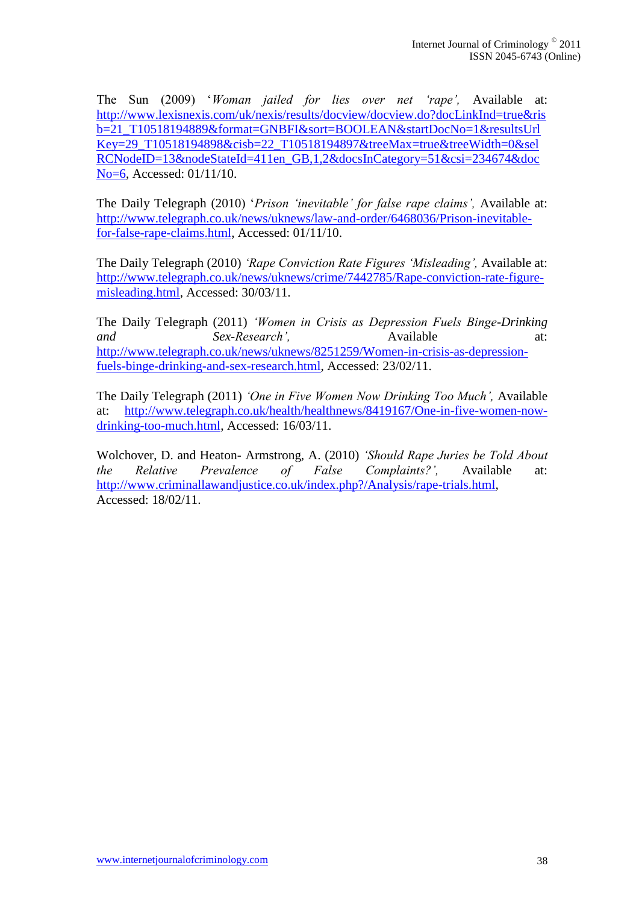The Sun (2009) '*Woman jailed for lies over net 'rape',* Available at: http://www.lexisnexis.com/uk/nexis/results/docview/docview.do?docLinkInd=true&risb=21_T10518194889&format=GNBFI&sort=BOOLEAN&startDocNo=1&resultsUrlKey=29_T10518194898&cisb=22_T10518194897&treeMax=true&treeWidth=0&selRCNodeID=13&nodeStateId=411en_GB,1,2&docsInCategory=51&csi=234674&docNo=6, Accessed: 01/11/10.

The Daily Telegraph (2010) '*Prison 'inevitable' for false rape claims',* Available at: http://www.telegraph.co.uk/news/uknews/law-and-order/6468036/Prison-inevitable-for-false-rape-claims.html, Accessed: 01/11/10.

The Daily Telegraph (2010) *'Rape Conviction Rate Figures 'Misleading',* Available at: http://www.telegraph.co.uk/news/uknews/crime/7442785/Rape-conviction-rate-figure-misleading.html, Accessed: 30/03/11.

The Daily Telegraph (2011) *'Women in Crisis as Depression Fuels Binge-Drinking and Sex-Research',* Available at: http://www.telegraph.co.uk/news/uknews/8251259/Women-in-crisis-as-depression-fuels-binge-drinking-and-sex-research.html, Accessed: 23/02/11.

The Daily Telegraph (2011) *'One in Five Women Now Drinking Too Much',* Available at: http://www.telegraph.co.uk/health/healthnews/8419167/One-in-five-women-now-drinking-too-much.html, Accessed: 16/03/11.

Wolchover, D. and Heaton- Armstrong, A. (2010) *'Should Rape Juries be Told About the Relative Prevalence of False Complaints?',* Available at: http://www.criminallawandjustice.co.uk/index.php?/Analysis/rape-trials.html, Accessed: 18/02/11.